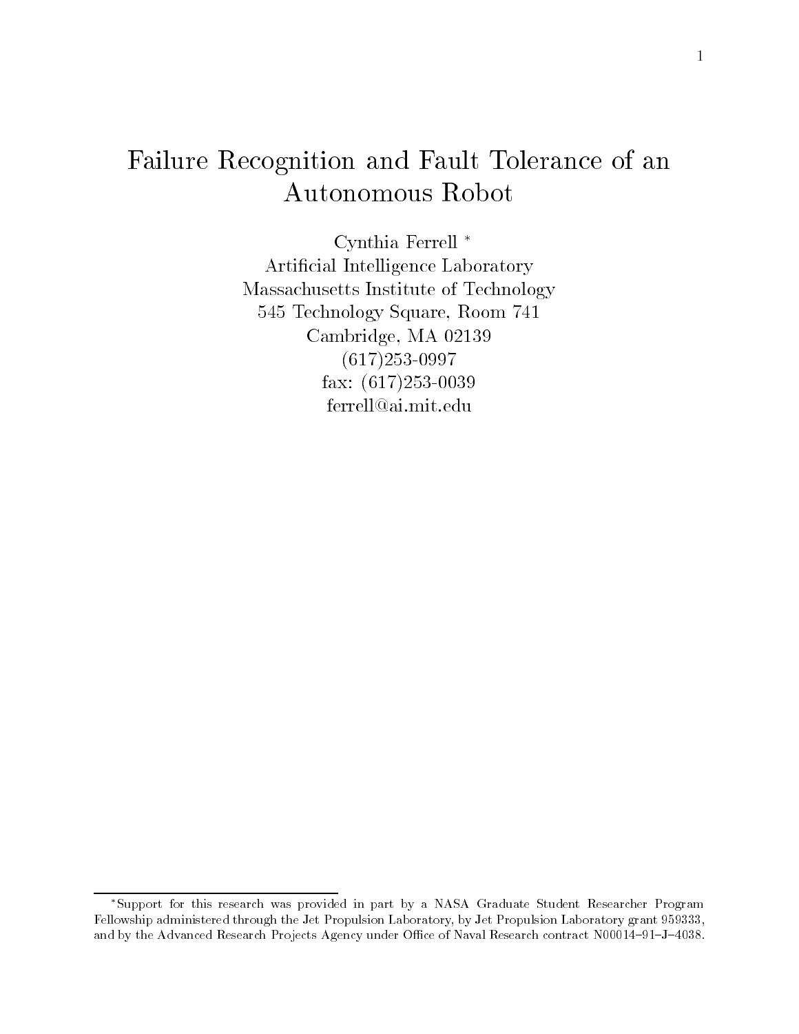# Failure Recognition and Fault Tolerance of an Autonomous Robot

Cynthia Ferrell *

Artificial Intelligence Laboratory
Massachusetts Institute of Technology
545 Technology Square, Room 741
Cambridge, MA 02139
(617)253-0997
fax: (617)253-0039
ferrell@ai.mit.edu

*Support for this research was provided in part by a NASA Graduate Student Researcher Program Fellowship administered through the Jet Propulsion Laboratory, by Jet Propulsion Laboratory grant 959333, and by the Advanced Research Projects Agency under Office of Naval Research contract N00014–91–J–4038.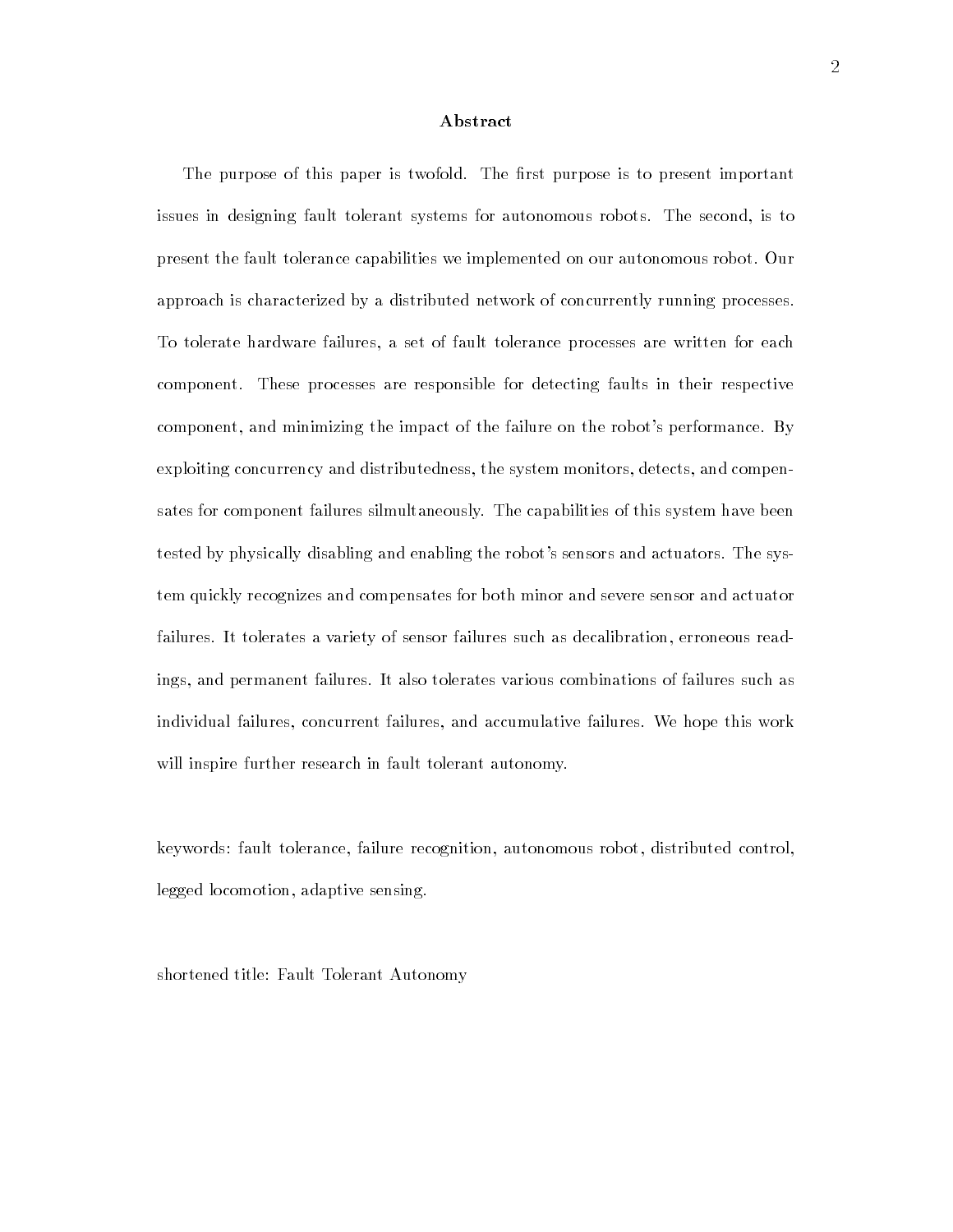## Abstract

The purpose of this paper is twofold. The first purpose is to present important issues in designing fault tolerant systems for autonomous robots. The second, is to present the fault tolerance capabilities we implemented on our autonomous robot. Our approach is characterized by a distributed network of concurrently running processes. To tolerate hardware failures, a set of fault tolerance processes are written for each component. These processes are responsible for detecting faults in their respective component, and minimizing the impact of the failure on the robot's performance. By exploiting concurrency and distributedness, the system monitors, detects, and compensates for component failures silmultaneously. The capabilities of this system have been tested by physically disabling and enabling the robot's sensors and actuators. The system quickly recognizes and compensates for both minor and severe sensor and actuator failures. It tolerates a variety of sensor failures such as decalibration, erroneous readings, and permanent failures. It also tolerates various combinations of failures such as individual failures, concurrent failures, and accumulative failures. We hope this work will inspire further research in fault tolerant autonomy.

keywords: fault tolerance, failure recognition, autonomous robot, distributed control, legged locomotion, adaptive sensing.

shortened title: Fault Tolerant Autonomy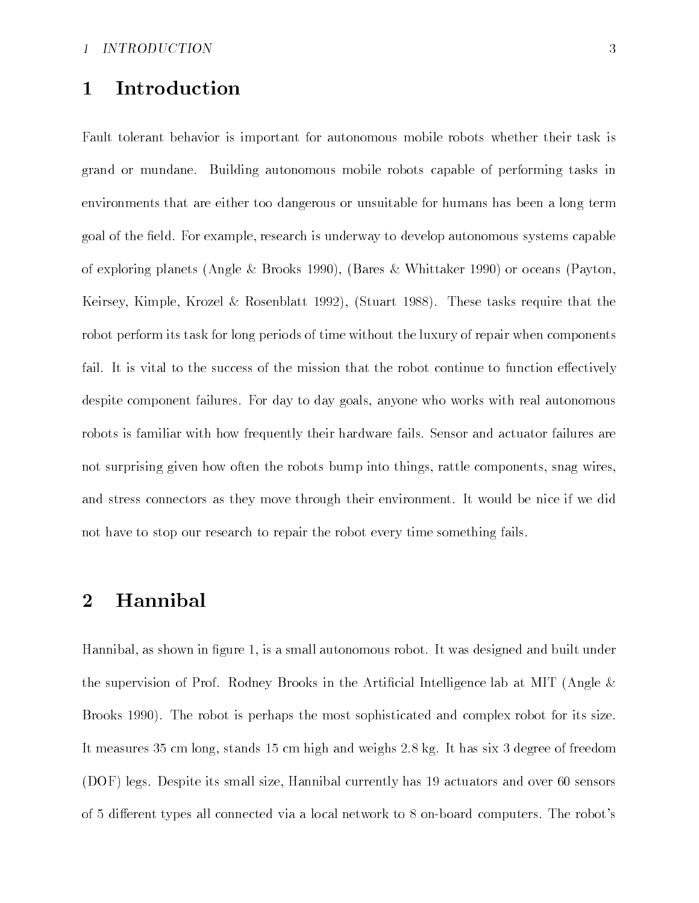# 1 Introduction

Fault tolerant behavior is important for autonomous mobile robots whether their task is grand or mundane. Building autonomous mobile robots capable of performing tasks in environments that are either too dangerous or unsuitable for humans has been a long term goal of the field. For example, research is underway to develop autonomous systems capable of exploring planets (Angle & Brooks 1990), (Bares & Whittaker 1990) or oceans (Payton, Keirsey, Kimple, Krozel & Rosenblatt 1992), (Stuart 1988). These tasks require that the robot perform its task for long periods of time without the luxury of repair when components fail. It is vital to the success of the mission that the robot continue to function effectively despite component failures. For day to day goals, anyone who works with real autonomous robots is familiar with how frequently their hardware fails. Sensor and actuator failures are not surprising given how often the robots bump into things, rattle components, snag wires, and stress connectors as they move through their environment. It would be nice if we did not have to stop our research to repair the robot every time something fails.

# 2 Hannibal

Hannibal, as shown in figure 1, is a small autonomous robot. It was designed and built under the supervision of Prof. Rodney Brooks in the Artificial Intelligence lab at MIT (Angle & Brooks 1990). The robot is perhaps the most sophisticated and complex robot for its size. It measures 35 cm long, stands 15 cm high and weighs 2.8 kg. It has six 3 degree of freedom (DOF) legs. Despite its small size, Hannibal currently has 19 actuators and over 60 sensors of 5 different types all connected via a local network to 8 on-board computers. The robot's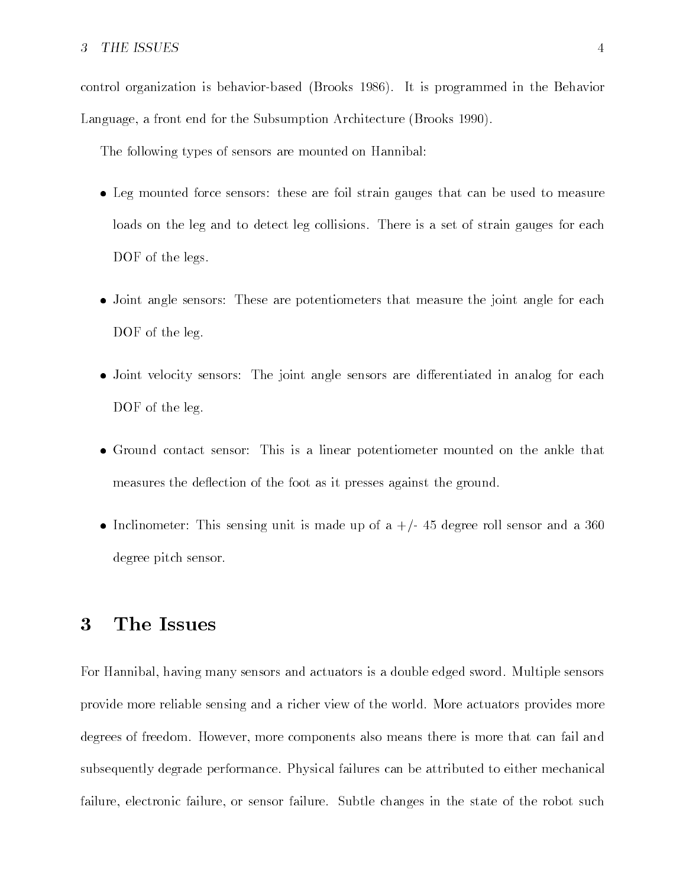control organization is behavior-based (Brooks 1986). It is programmed in the Behavior Language, a front end for the Subsumption Architecture (Brooks 1990).

The following types of sensors are mounted on Hannibal:

- Leg mounted force sensors: these are foil strain gauges that can be used to measure loads on the leg and to detect leg collisions. There is a set of strain gauges for each DOF of the legs.
- Joint angle sensors: These are potentiometers that measure the joint angle for each DOF of the leg.
- Joint velocity sensors: The joint angle sensors are differentiated in analog for each DOF of the leg.
- Ground contact sensor: This is a linear potentiometer mounted on the ankle that measures the deflection of the foot as it presses against the ground.
- Inclinometer: This sensing unit is made up of a +/- 45 degree roll sensor and a 360 degree pitch sensor.

# 3 The Issues

For Hannibal, having many sensors and actuators is a double edged sword. Multiple sensors provide more reliable sensing and a richer view of the world. More actuators provides more degrees of freedom. However, more components also means there is more that can fail and subsequently degrade performance. Physical failures can be attributed to either mechanical failure, electronic failure, or sensor failure. Subtle changes in the state of the robot such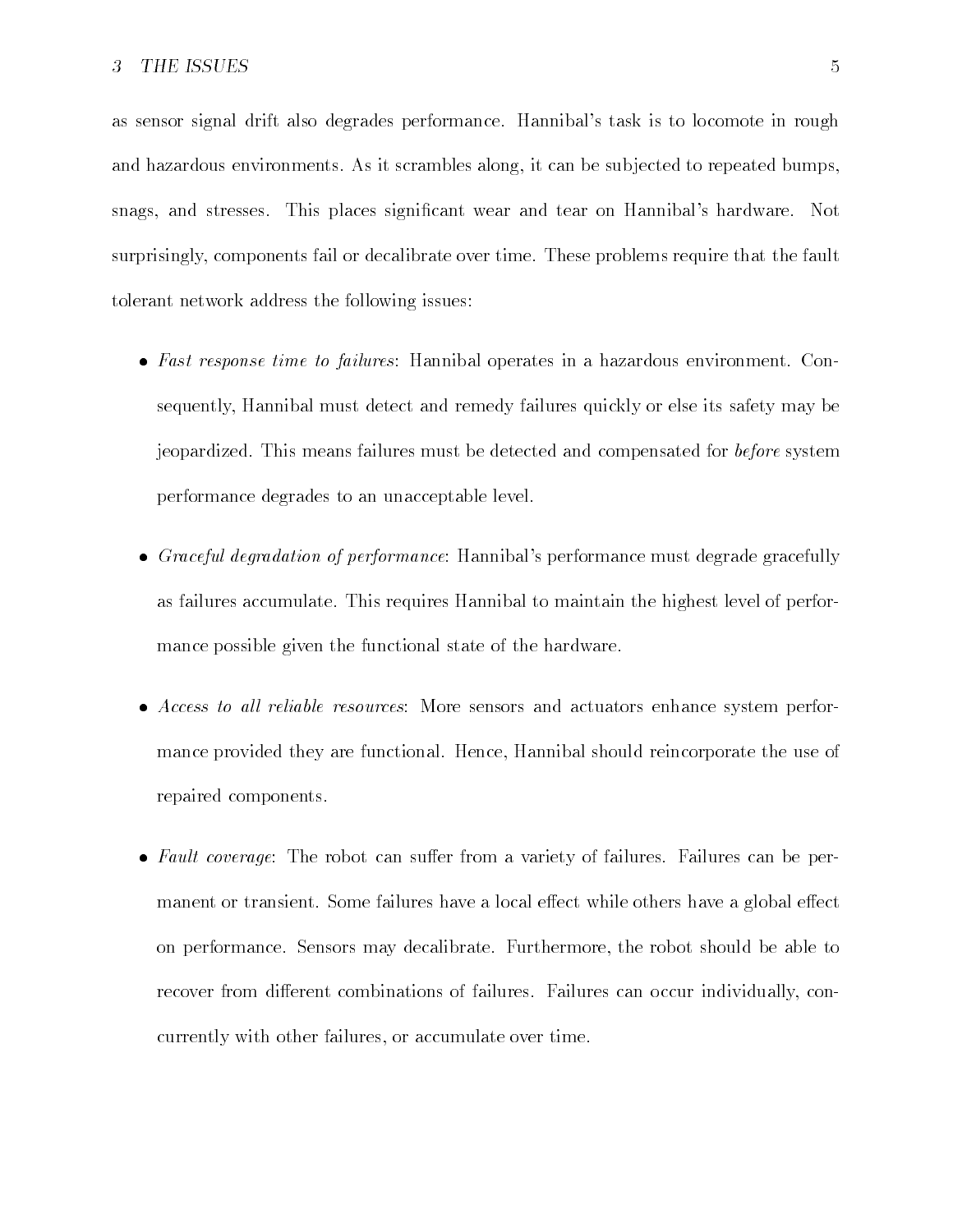as sensor signal drift also degrades performance. Hannibal's task is to locomote in rough and hazardous environments. As it scrambles along, it can be subjected to repeated bumps, snags, and stresses. This places significant wear and tear on Hannibal's hardware. Not surprisingly, components fail or decalibrate over time. These problems require that the fault tolerant network address the following issues:

- *Fast response time to failures*: Hannibal operates in a hazardous environment. Consequently, Hannibal must detect and remedy failures quickly or else its safety may be jeopardized. This means failures must be detected and compensated for *before* system performance degrades to an unacceptable level.

- *Graceful degradation of performance*: Hannibal's performance must degrade gracefully as failures accumulate. This requires Hannibal to maintain the highest level of performance possible given the functional state of the hardware.

- *Access to all reliable resources*: More sensors and actuators enhance system performance provided they are functional. Hence, Hannibal should reincorporate the use of repaired components.

- *Fault coverage*: The robot can suffer from a variety of failures. Failures can be permanent or transient. Some failures have a local effect while others have a global effect on performance. Sensors may decalibrate. Furthermore, the robot should be able to recover from different combinations of failures. Failures can occur individually, concurrently with other failures, or accumulate over time.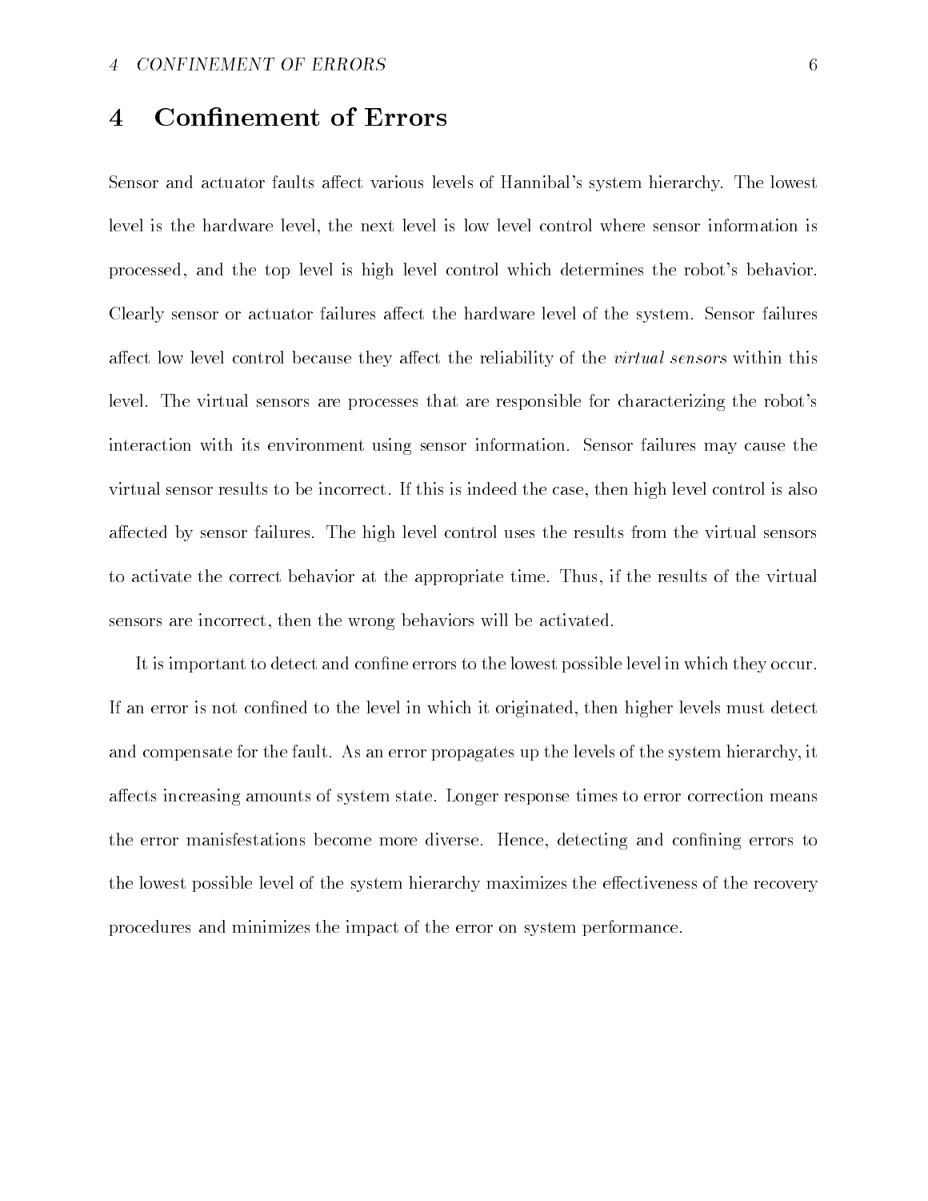# 4 Confinement of Errors

Sensor and actuator faults affect various levels of Hannibal's system hierarchy. The lowest level is the hardware level, the next level is low level control where sensor information is processed, and the top level is high level control which determines the robot's behavior. Clearly sensor or actuator failures affect the hardware level of the system. Sensor failures affect low level control because they affect the reliability of the *virtual sensors* within this level. The virtual sensors are processes that are responsible for characterizing the robot's interaction with its environment using sensor information. Sensor failures may cause the virtual sensor results to be incorrect. If this is indeed the case, then high level control is also affected by sensor failures. The high level control uses the results from the virtual sensors to activate the correct behavior at the appropriate time. Thus, if the results of the virtual sensors are incorrect, then the wrong behaviors will be activated.

It is important to detect and confine errors to the lowest possible level in which they occur. If an error is not confined to the level in which it originated, then higher levels must detect and compensate for the fault. As an error propagates up the levels of the system hierarchy, it affects increasing amounts of system state. Longer response times to error correction means the error manisfestations become more diverse. Hence, detecting and confining errors to the lowest possible level of the system hierarchy maximizes the effectiveness of the recovery procedures and minimizes the impact of the error on system performance.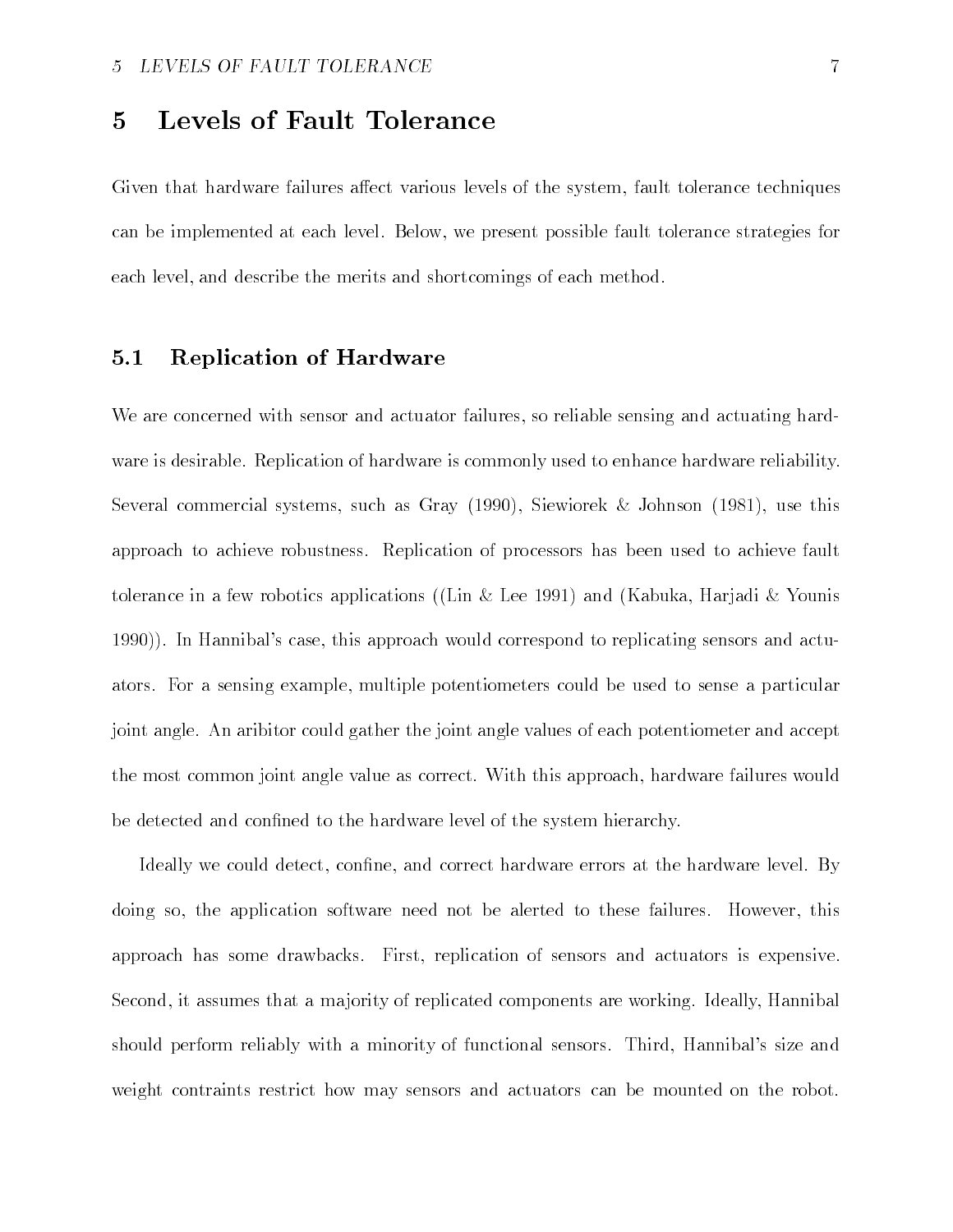# 5 Levels of Fault Tolerance

Given that hardware failures affect various levels of the system, fault tolerance techniques can be implemented at each level. Below, we present possible fault tolerance strategies for each level, and describe the merits and shortcomings of each method.

## 5.1 Replication of Hardware

We are concerned with sensor and actuator failures, so reliable sensing and actuating hardware is desirable. Replication of hardware is commonly used to enhance hardware reliability. Several commercial systems, such as Gray (1990), Siewiorek & Johnson (1981), use this approach to achieve robustness. Replication of processors has been used to achieve fault tolerance in a few robotics applications ((Lin & Lee 1991) and (Kabuka, Harjadi & Younis 1990)). In Hannibal's case, this approach would correspond to replicating sensors and actuators. For a sensing example, multiple potentiometers could be used to sense a particular joint angle. An aribitor could gather the joint angle values of each potentiometer and accept the most common joint angle value as correct. With this approach, hardware failures would be detected and confined to the hardware level of the system hierarchy.

Ideally we could detect, confine, and correct hardware errors at the hardware level. By doing so, the application software need not be alerted to these failures. However, this approach has some drawbacks. First, replication of sensors and actuators is expensive. Second, it assumes that a majority of replicated components are working. Ideally, Hannibal should perform reliably with a minority of functional sensors. Third, Hannibal's size and weight contraints restrict how may sensors and actuators can be mounted on the robot.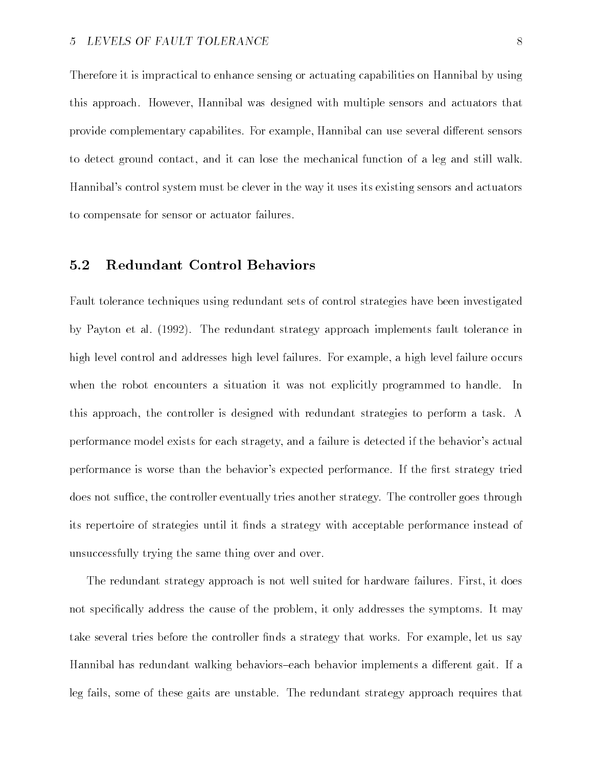Therefore it is impractical to enhance sensing or actuating capabilities on Hannibal by using this approach. However, Hannibal was designed with multiple sensors and actuators that provide complementary capabilites. For example, Hannibal can use several different sensors to detect ground contact, and it can lose the mechanical function of a leg and still walk. Hannibal's control system must be clever in the way it uses its existing sensors and actuators to compensate for sensor or actuator failures.

## 5.2 Redundant Control Behaviors

Fault tolerance techniques using redundant sets of control strategies have been investigated by Payton et al. (1992). The redundant strategy approach implements fault tolerance in high level control and addresses high level failures. For example, a high level failure occurs when the robot encounters a situation it was not explicitly programmed to handle. In this approach, the controller is designed with redundant strategies to perform a task. A performance model exists for each stragety, and a failure is detected if the behavior's actual performance is worse than the behavior's expected performance. If the first strategy tried does not suffice, the controller eventually tries another strategy. The controller goes through its repertoire of strategies until it finds a strategy with acceptable performance instead of unsuccessfully trying the same thing over and over.

The redundant strategy approach is not well suited for hardware failures. First, it does not specifically address the cause of the problem, it only addresses the symptoms. It may take several tries before the controller finds a strategy that works. For example, let us say Hannibal has redundant walking behaviors–each behavior implements a different gait. If a leg fails, some of these gaits are unstable. The redundant strategy approach requires that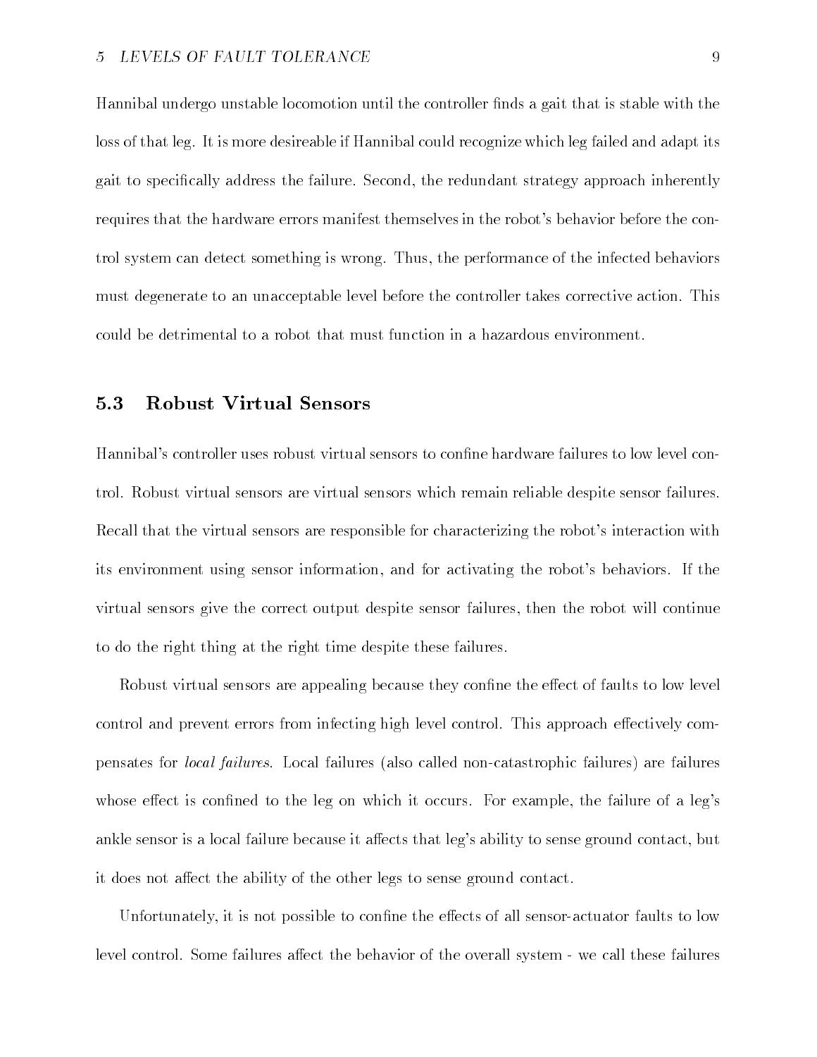Hannibal undergo unstable locomotion until the controller finds a gait that is stable with the loss of that leg. It is more desireable if Hannibal could recognize which leg failed and adapt its gait to specifically address the failure. Second, the redundant strategy approach inherently requires that the hardware errors manifest themselves in the robot's behavior before the control system can detect something is wrong. Thus, the performance of the infected behaviors must degenerate to an unacceptable level before the controller takes corrective action. This could be detrimental to a robot that must function in a hazardous environment.

### 5.3 Robust Virtual Sensors

Hannibal's controller uses robust virtual sensors to confine hardware failures to low level control. Robust virtual sensors are virtual sensors which remain reliable despite sensor failures. Recall that the virtual sensors are responsible for characterizing the robot's interaction with its environment using sensor information, and for activating the robot's behaviors. If the virtual sensors give the correct output despite sensor failures, then the robot will continue to do the right thing at the right time despite these failures.

Robust virtual sensors are appealing because they confine the effect of faults to low level control and prevent errors from infecting high level control. This approach effectively compensates for *local failures*. Local failures (also called non-catastrophic failures) are failures whose effect is confined to the leg on which it occurs. For example, the failure of a leg's ankle sensor is a local failure because it affects that leg's ability to sense ground contact, but it does not affect the ability of the other legs to sense ground contact.

Unfortunately, it is not possible to confine the effects of all sensor-actuator faults to low level control. Some failures affect the behavior of the overall system - we call these failures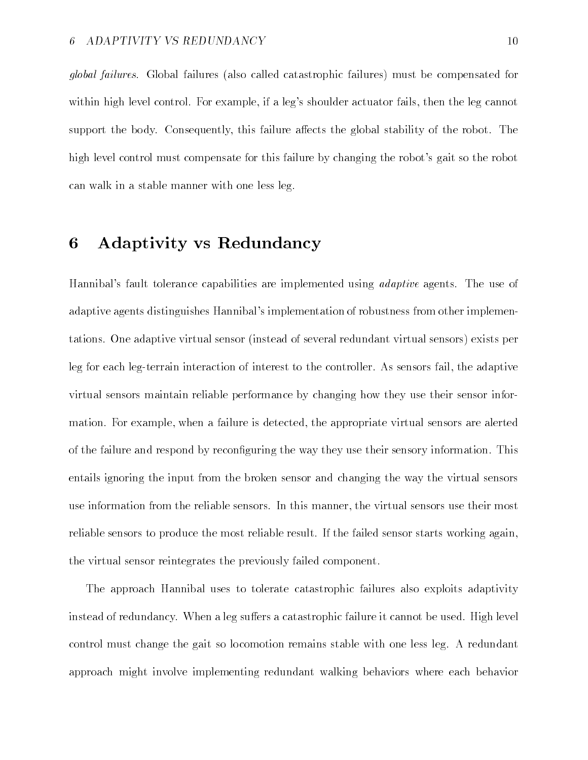*global failures*. Global failures (also called catastrophic failures) must be compensated for within high level control. For example, if a leg's shoulder actuator fails, then the leg cannot support the body. Consequently, this failure affects the global stability of the robot. The high level control must compensate for this failure by changing the robot's gait so the robot can walk in a stable manner with one less leg.

# 6 Adaptivity vs Redundancy

Hannibal's fault tolerance capabilities are implemented using *adaptive* agents. The use of adaptive agents distinguishes Hannibal's implementation of robustness from other implementations. One adaptive virtual sensor (instead of several redundant virtual sensors) exists per leg for each leg-terrain interaction of interest to the controller. As sensors fail, the adaptive virtual sensors maintain reliable performance by changing how they use their sensor information. For example, when a failure is detected, the appropriate virtual sensors are alerted of the failure and respond by reconfiguring the way they use their sensory information. This entails ignoring the input from the broken sensor and changing the way the virtual sensors use information from the reliable sensors. In this manner, the virtual sensors use their most reliable sensors to produce the most reliable result. If the failed sensor starts working again, the virtual sensor reintegrates the previously failed component.

The approach Hannibal uses to tolerate catastrophic failures also exploits adaptivity instead of redundancy. When a leg suffers a catastrophic failure it cannot be used. High level control must change the gait so locomotion remains stable with one less leg. A redundant approach might involve implementing redundant walking behaviors where each behavior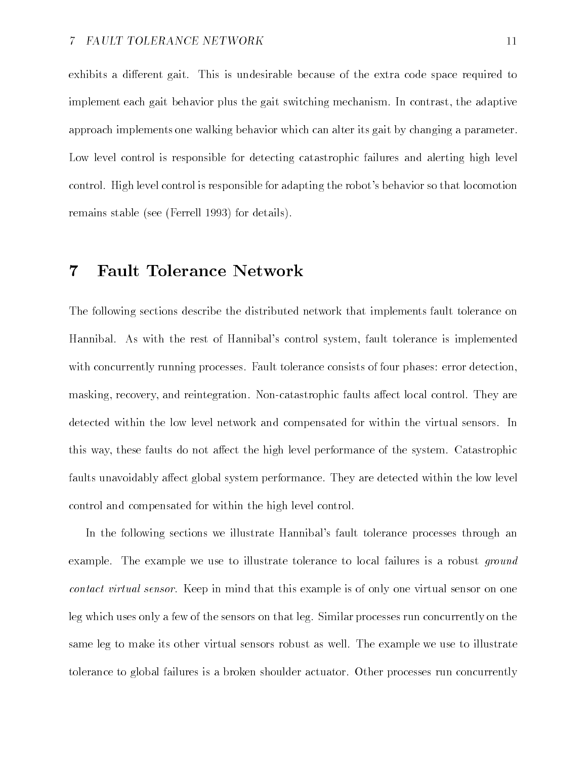exhibits a different gait. This is undesirable because of the extra code space required to implement each gait behavior plus the gait switching mechanism. In contrast, the adaptive approach implements one walking behavior which can alter its gait by changing a parameter. Low level control is responsible for detecting catastrophic failures and alerting high level control. High level control is responsible for adapting the robot's behavior so that locomotion remains stable (see (Ferrell 1993) for details).

# 7 Fault Tolerance Network

The following sections describe the distributed network that implements fault tolerance on Hannibal. As with the rest of Hannibal's control system, fault tolerance is implemented with concurrently running processes. Fault tolerance consists of four phases: error detection, masking, recovery, and reintegration. Non-catastrophic faults affect local control. They are detected within the low level network and compensated for within the virtual sensors. In this way, these faults do not affect the high level performance of the system. Catastrophic faults unavoidably affect global system performance. They are detected within the low level control and compensated for within the high level control.

In the following sections we illustrate Hannibal's fault tolerance processes through an example. The example we use to illustrate tolerance to local failures is a robust *ground contact virtual sensor*. Keep in mind that this example is of only one virtual sensor on one leg which uses only a few of the sensors on that leg. Similar processes run concurrently on the same leg to make its other virtual sensors robust as well. The example we use to illustrate tolerance to global failures is a broken shoulder actuator. Other processes run concurrently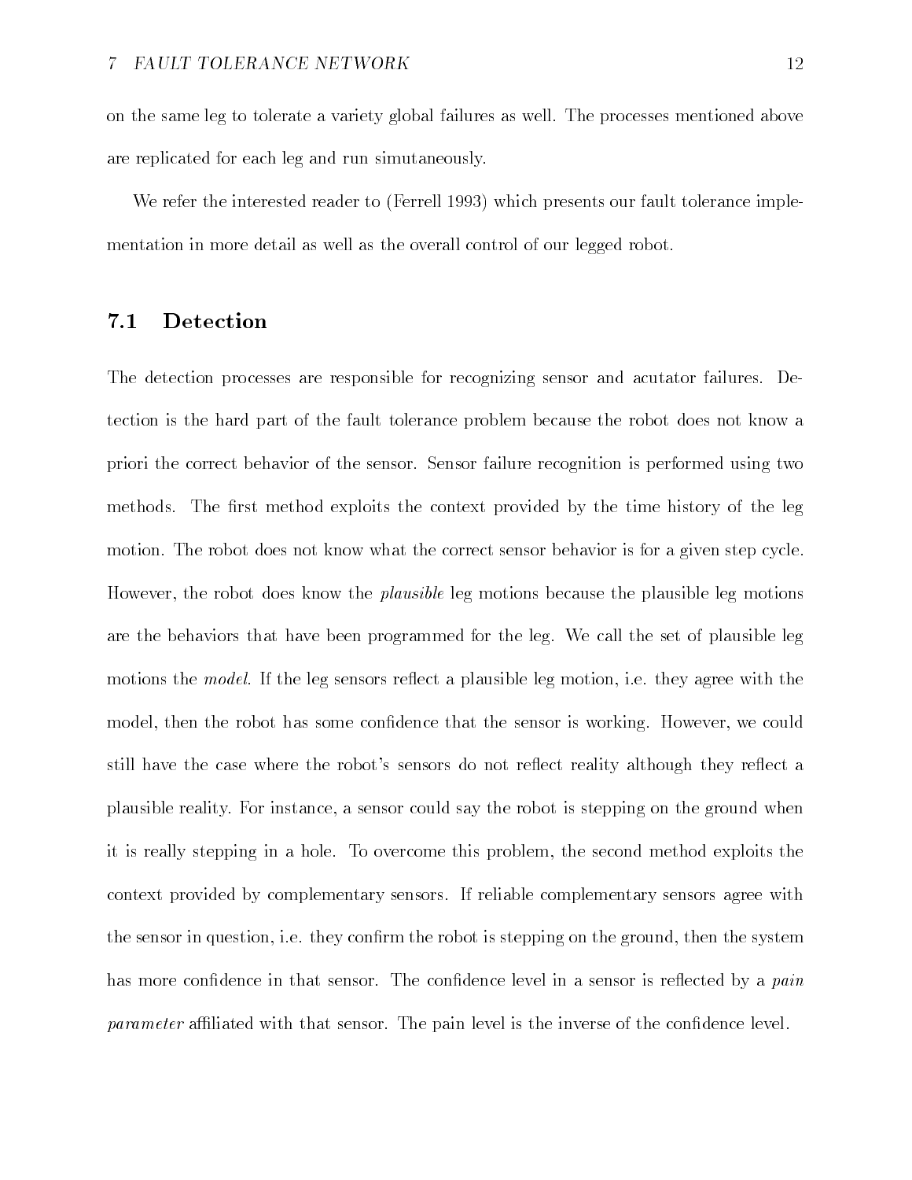on the same leg to tolerate a variety global failures as well. The processes mentioned above are replicated for each leg and run simutaneously.

We refer the interested reader to (Ferrell 1993) which presents our fault tolerance implementation in more detail as well as the overall control of our legged robot.

## 7.1 Detection

The detection processes are responsible for recognizing sensor and acutator failures. Detection is the hard part of the fault tolerance problem because the robot does not know a priori the correct behavior of the sensor. Sensor failure recognition is performed using two methods. The first method exploits the context provided by the time history of the leg motion. The robot does not know what the correct sensor behavior is for a given step cycle. However, the robot does know the *plausible* leg motions because the plausible leg motions are the behaviors that have been programmed for the leg. We call the set of plausible leg motions the *model*. If the leg sensors reflect a plausible leg motion, i.e. they agree with the model, then the robot has some confidence that the sensor is working. However, we could still have the case where the robot's sensors do not reflect reality although they reflect a plausible reality. For instance, a sensor could say the robot is stepping on the ground when it is really stepping in a hole. To overcome this problem, the second method exploits the context provided by complementary sensors. If reliable complementary sensors agree with the sensor in question, i.e. they confirm the robot is stepping on the ground, then the system has more confidence in that sensor. The confidence level in a sensor is reflected by a *pain parameter* affiliated with that sensor. The pain level is the inverse of the confidence level.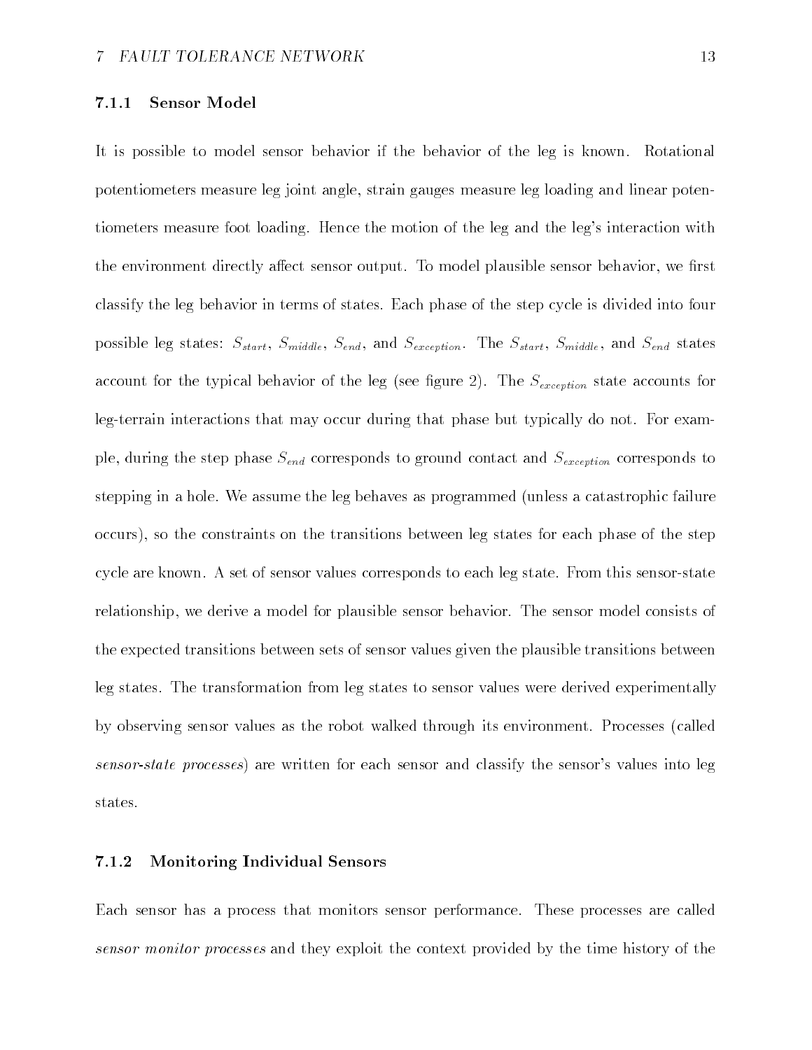### 7.1.1 Sensor Model

It is possible to model sensor behavior if the behavior of the leg is known. Rotational potentiometers measure leg joint angle, strain gauges measure leg loading and linear potentiometers measure foot loading. Hence the motion of the leg and the leg's interaction with the environment directly affect sensor output. To model plausible sensor behavior, we first classify the leg behavior in terms of states. Each phase of the step cycle is divided into four possible leg states: $S_{start}$, $S_{middle}$, $S_{end}$, and $S_{exception}$. The $S_{start}$, $S_{middle}$, and $S_{end}$ states account for the typical behavior of the leg (see figure 2). The $S_{exception}$ state accounts for leg-terrain interactions that may occur during that phase but typically do not. For example, during the step phase $S_{end}$ corresponds to ground contact and $S_{exception}$ corresponds to stepping in a hole. We assume the leg behaves as programmed (unless a catastrophic failure occurs), so the constraints on the transitions between leg states for each phase of the step cycle are known. A set of sensor values corresponds to each leg state. From this sensor-state relationship, we derive a model for plausible sensor behavior. The sensor model consists of the expected transitions between sets of sensor values given the plausible transitions between leg states. The transformation from leg states to sensor values were derived experimentally by observing sensor values as the robot walked through its environment. Processes (called *sensor-state processes*) are written for each sensor and classify the sensor's values into leg states.

### 7.1.2 Monitoring Individual Sensors

Each sensor has a process that monitors sensor performance. These processes are called *sensor monitor processes* and they exploit the context provided by the time history of the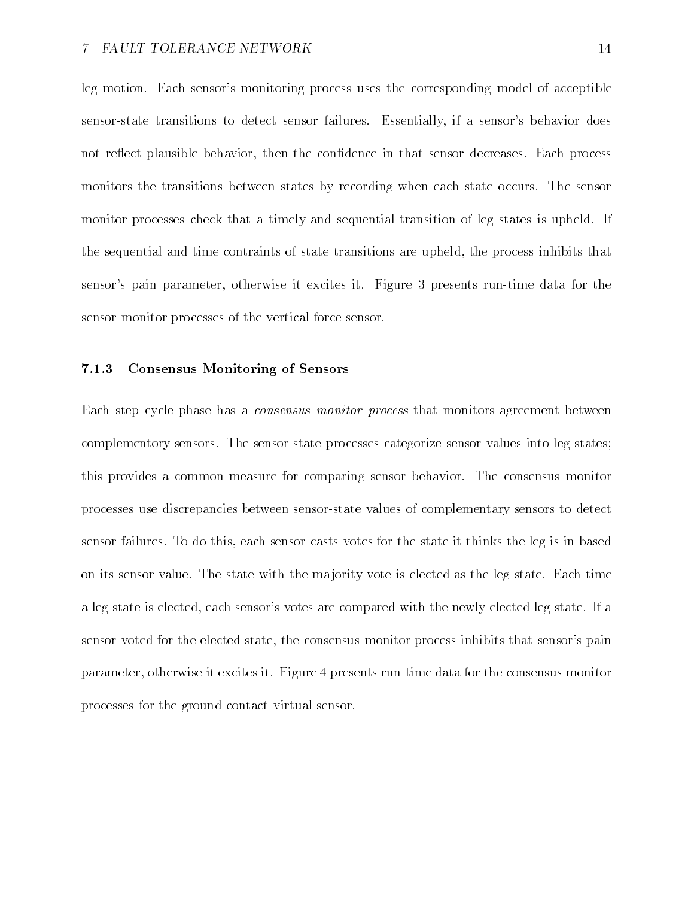leg motion. Each sensor's monitoring process uses the corresponding model of acceptible sensor-state transitions to detect sensor failures. Essentially, if a sensor's behavior does not reflect plausible behavior, then the confidence in that sensor decreases. Each process monitors the transitions between states by recording when each state occurs. The sensor monitor processes check that a timely and sequential transition of leg states is upheld. If the sequential and time contraints of state transitions are upheld, the process inhibits that sensor's pain parameter, otherwise it excites it. Figure 3 presents run-time data for the sensor monitor processes of the vertical force sensor.

### 7.1.3 Consensus Monitoring of Sensors

Each step cycle phase has a *consensus monitor process* that monitors agreement between complementory sensors. The sensor-state processes categorize sensor values into leg states; this provides a common measure for comparing sensor behavior. The consensus monitor processes use discrepancies between sensor-state values of complementary sensors to detect sensor failures. To do this, each sensor casts votes for the state it thinks the leg is in based on its sensor value. The state with the majority vote is elected as the leg state. Each time a leg state is elected, each sensor's votes are compared with the newly elected leg state. If a sensor voted for the elected state, the consensus monitor process inhibits that sensor's pain parameter, otherwise it excites it. Figure 4 presents run-time data for the consensus monitor processes for the ground-contact virtual sensor.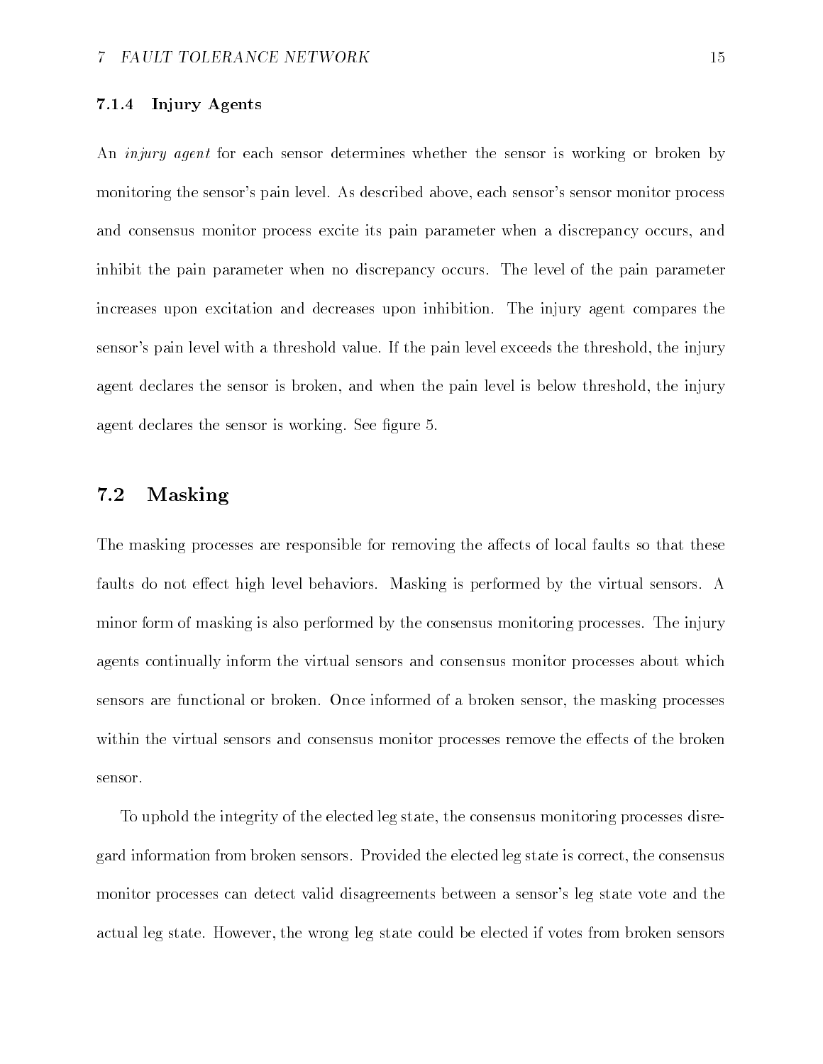#### 7.1.4 Injury Agents

An *injury agent* for each sensor determines whether the sensor is working or broken by monitoring the sensor's pain level. As described above, each sensor's sensor monitor process and consensus monitor process excite its pain parameter when a discrepancy occurs, and inhibit the pain parameter when no discrepancy occurs. The level of the pain parameter increases upon excitation and decreases upon inhibition. The injury agent compares the sensor's pain level with a threshold value. If the pain level exceeds the threshold, the injury agent declares the sensor is broken, and when the pain level is below threshold, the injury agent declares the sensor is working. See figure 5.

### 7.2 Masking

The masking processes are responsible for removing the affects of local faults so that these faults do not effect high level behaviors. Masking is performed by the virtual sensors. A minor form of masking is also performed by the consensus monitoring processes. The injury agents continually inform the virtual sensors and consensus monitor processes about which sensors are functional or broken. Once informed of a broken sensor, the masking processes within the virtual sensors and consensus monitor processes remove the effects of the broken sensor.

To uphold the integrity of the elected leg state, the consensus monitoring processes disregard information from broken sensors. Provided the elected leg state is correct, the consensus monitor processes can detect valid disagreements between a sensor's leg state vote and the actual leg state. However, the wrong leg state could be elected if votes from broken sensors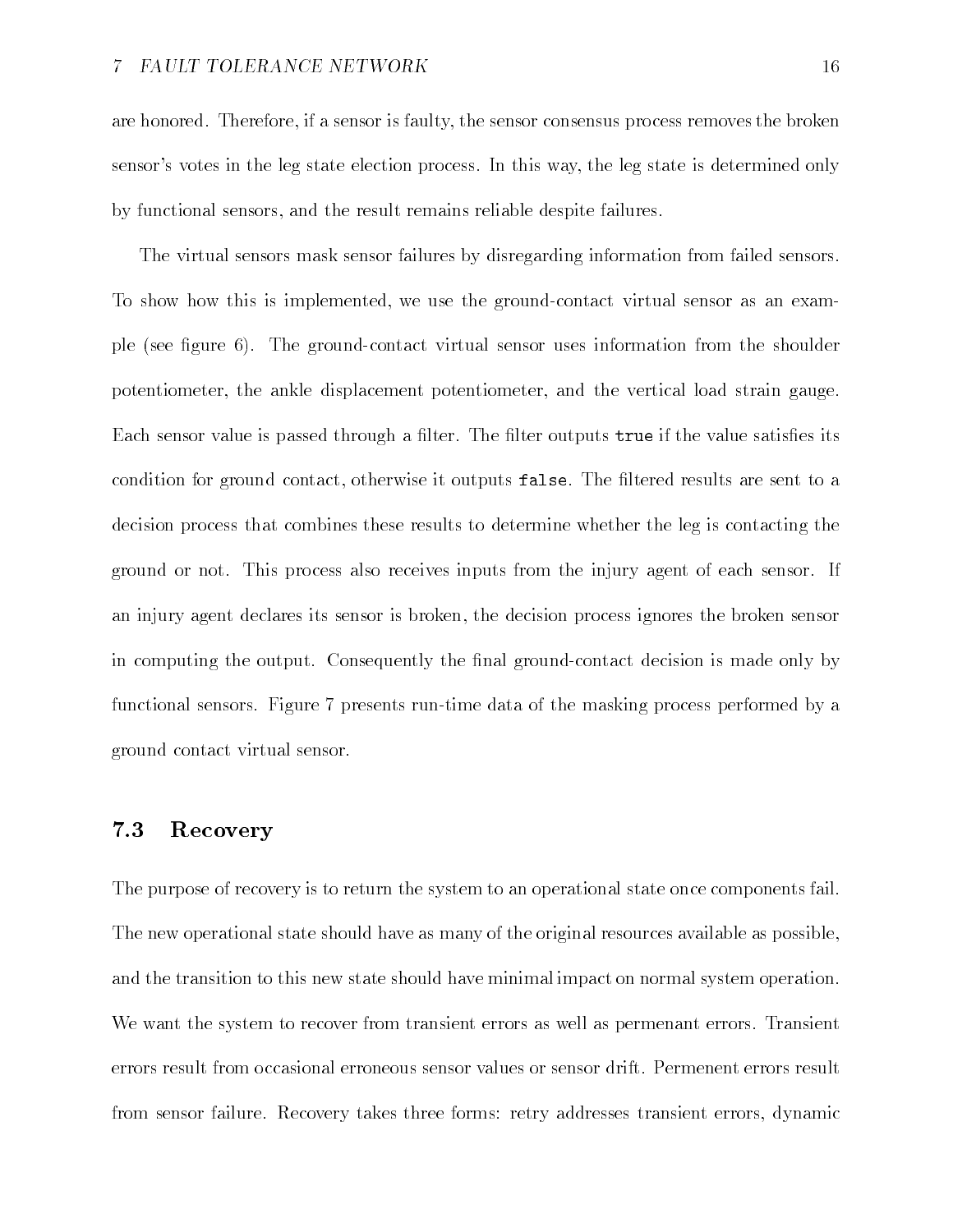are honored. Therefore, if a sensor is faulty, the sensor consensus process removes the broken sensor's votes in the leg state election process. In this way, the leg state is determined only by functional sensors, and the result remains reliable despite failures.

The virtual sensors mask sensor failures by disregarding information from failed sensors. To show how this is implemented, we use the ground-contact virtual sensor as an example (see figure 6). The ground-contact virtual sensor uses information from the shoulder potentiometer, the ankle displacement potentiometer, and the vertical load strain gauge. Each sensor value is passed through a filter. The filter outputs `true` if the value satisfies its condition for ground contact, otherwise it outputs `false`. The filtered results are sent to a decision process that combines these results to determine whether the leg is contacting the ground or not. This process also receives inputs from the injury agent of each sensor. If an injury agent declares its sensor is broken, the decision process ignores the broken sensor in computing the output. Consequently the final ground-contact decision is made only by functional sensors. Figure 7 presents run-time data of the masking process performed by a ground contact virtual sensor.

### 7.3 Recovery

The purpose of recovery is to return the system to an operational state once components fail. The new operational state should have as many of the original resources available as possible, and the transition to this new state should have minimal impact on normal system operation. We want the system to recover from transient errors as well as permenant errors. Transient errors result from occasional erroneous sensor values or sensor drift. Permenent errors result from sensor failure. Recovery takes three forms: retry addresses transient errors, dynamic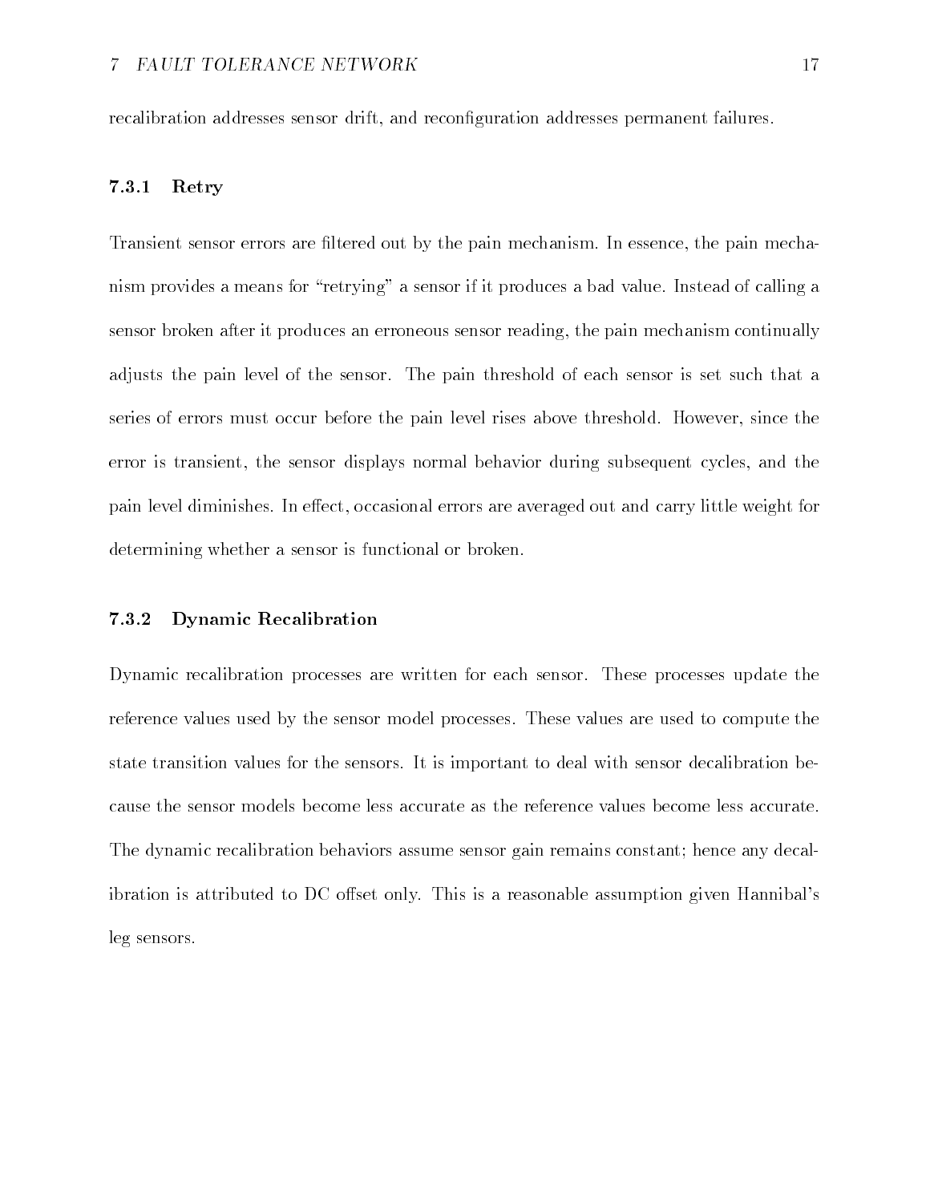recalibration addresses sensor drift, and reconfiguration addresses permanent failures.

### 7.3.1 Retry

Transient sensor errors are filtered out by the pain mechanism. In essence, the pain mechanism provides a means for "retrying" a sensor if it produces a bad value. Instead of calling a sensor broken after it produces an erroneous sensor reading, the pain mechanism continually adjusts the pain level of the sensor. The pain threshold of each sensor is set such that a series of errors must occur before the pain level rises above threshold. However, since the error is transient, the sensor displays normal behavior during subsequent cycles, and the pain level diminishes. In effect, occasional errors are averaged out and carry little weight for determining whether a sensor is functional or broken.

### 7.3.2 Dynamic Recalibration

Dynamic recalibration processes are written for each sensor. These processes update the reference values used by the sensor model processes. These values are used to compute the state transition values for the sensors. It is important to deal with sensor decalibration because the sensor models become less accurate as the reference values become less accurate. The dynamic recalibration behaviors assume sensor gain remains constant; hence any decalibration is attributed to DC offset only. This is a reasonable assumption given Hannibal's leg sensors.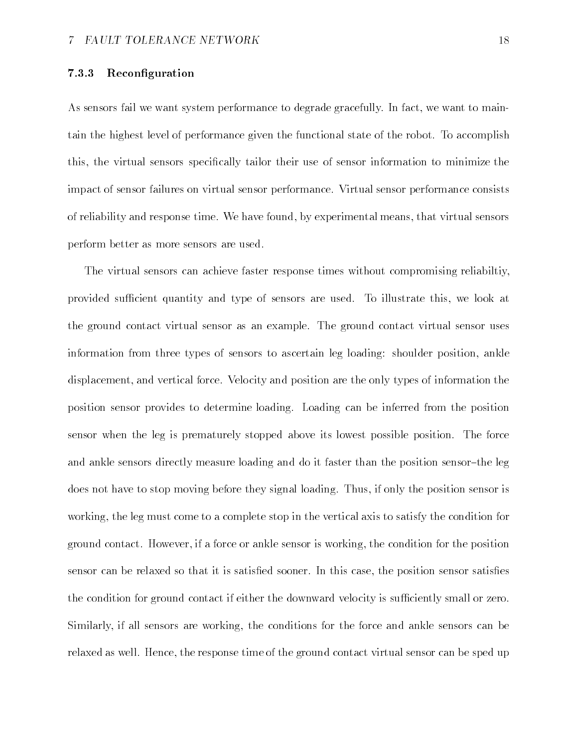### 7.3.3 Reconfiguration

As sensors fail we want system performance to degrade gracefully. In fact, we want to maintain the highest level of performance given the functional state of the robot. To accomplish this, the virtual sensors specifically tailor their use of sensor information to minimize the impact of sensor failures on virtual sensor performance. Virtual sensor performance consists of reliability and response time. We have found, by experimental means, that virtual sensors perform better as more sensors are used.

The virtual sensors can achieve faster response times without compromising reliabiltiy, provided sufficient quantity and type of sensors are used. To illustrate this, we look at the ground contact virtual sensor as an example. The ground contact virtual sensor uses information from three types of sensors to ascertain leg loading: shoulder position, ankle displacement, and vertical force. Velocity and position are the only types of information the position sensor provides to determine loading. Loading can be inferred from the position sensor when the leg is prematurely stopped above its lowest possible position. The force and ankle sensors directly measure loading and do it faster than the position sensor–the leg does not have to stop moving before they signal loading. Thus, if only the position sensor is working, the leg must come to a complete stop in the vertical axis to satisfy the condition for ground contact. However, if a force or ankle sensor is working, the condition for the position sensor can be relaxed so that it is satisfied sooner. In this case, the position sensor satisfies the condition for ground contact if either the downward velocity is sufficiently small or zero. Similarly, if all sensors are working, the conditions for the force and ankle sensors can be relaxed as well. Hence, the response time of the ground contact virtual sensor can be sped up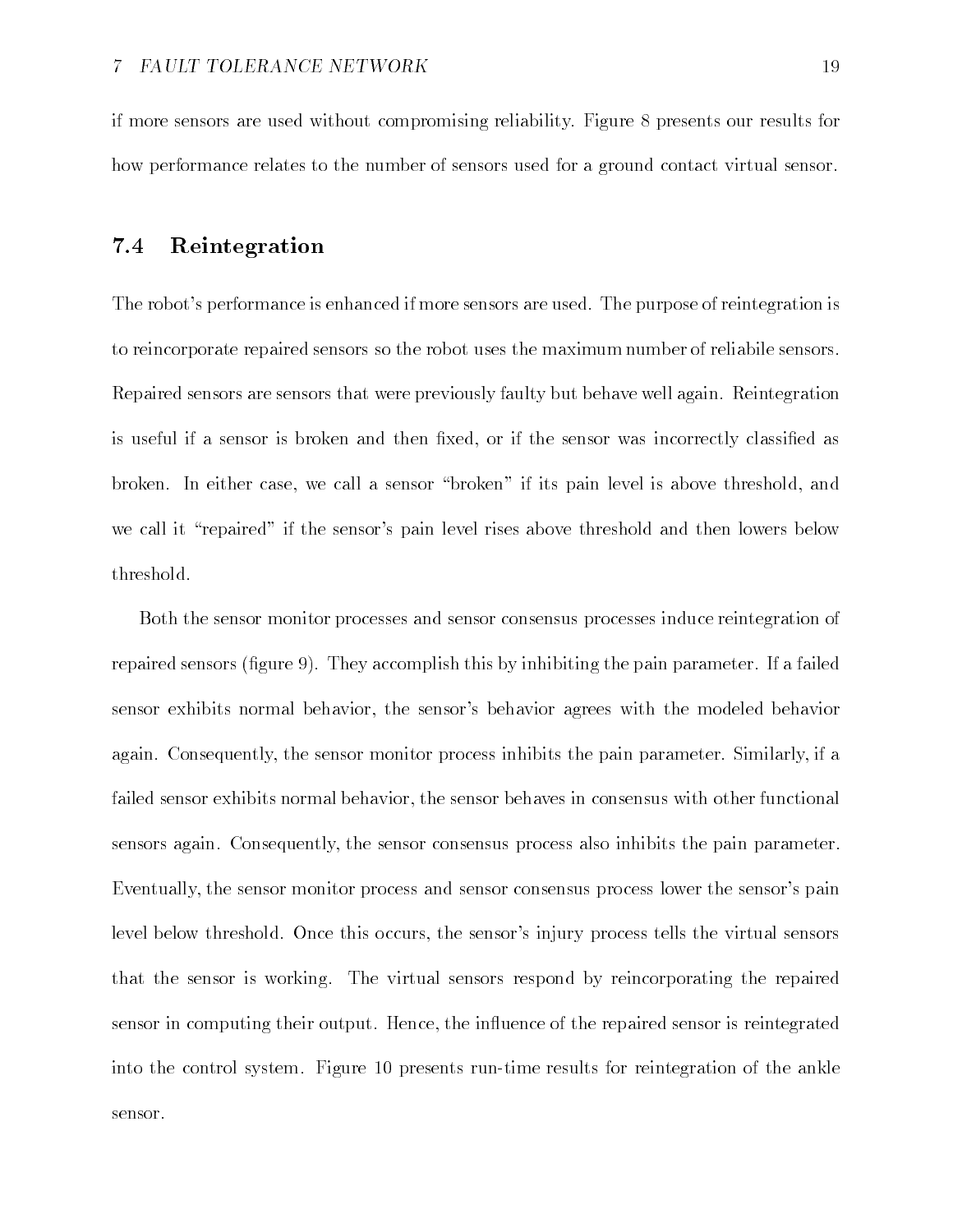if more sensors are used without compromising reliability. Figure 8 presents our results for how performance relates to the number of sensors used for a ground contact virtual sensor.

## 7.4 Reintegration

The robot's performance is enhanced if more sensors are used. The purpose of reintegration is to reincorporate repaired sensors so the robot uses the maximum number of reliabile sensors. Repaired sensors are sensors that were previously faulty but behave well again. Reintegration is useful if a sensor is broken and then fixed, or if the sensor was incorrectly classified as broken. In either case, we call a sensor "broken" if its pain level is above threshold, and we call it "repaired" if the sensor's pain level rises above threshold and then lowers below threshold.

Both the sensor monitor processes and sensor consensus processes induce reintegration of repaired sensors (figure 9). They accomplish this by inhibiting the pain parameter. If a failed sensor exhibits normal behavior, the sensor's behavior agrees with the modeled behavior again. Consequently, the sensor monitor process inhibits the pain parameter. Similarly, if a failed sensor exhibits normal behavior, the sensor behaves in consensus with other functional sensors again. Consequently, the sensor consensus process also inhibits the pain parameter. Eventually, the sensor monitor process and sensor consensus process lower the sensor's pain level below threshold. Once this occurs, the sensor's injury process tells the virtual sensors that the sensor is working. The virtual sensors respond by reincorporating the repaired sensor in computing their output. Hence, the influence of the repaired sensor is reintegrated into the control system. Figure 10 presents run-time results for reintegration of the ankle sensor.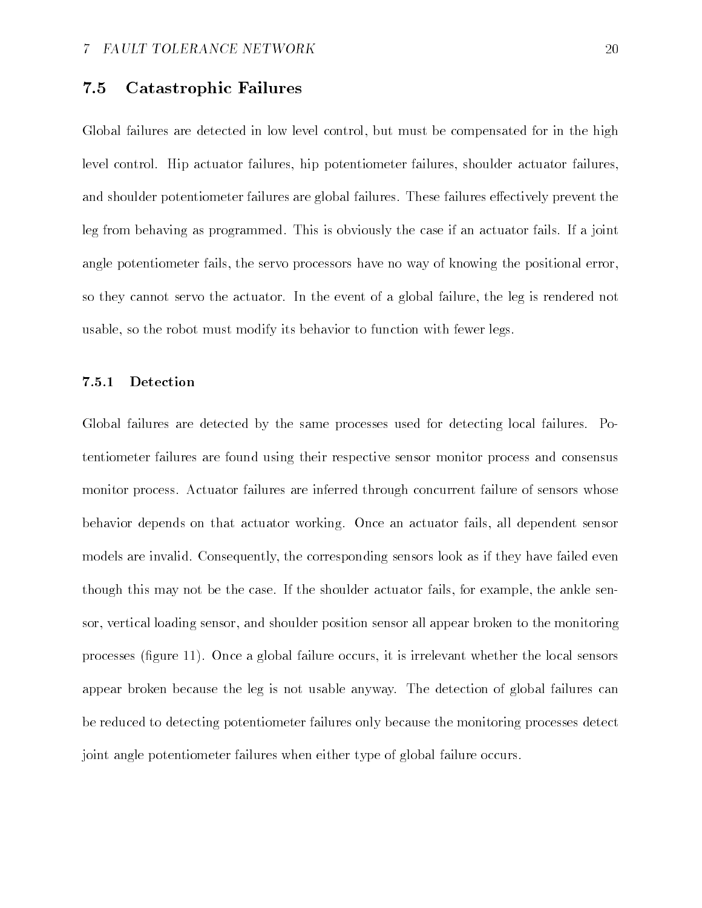## 7.5 Catastrophic Failures

Global failures are detected in low level control, but must be compensated for in the high level control. Hip actuator failures, hip potentiometer failures, shoulder actuator failures, and shoulder potentiometer failures are global failures. These failures effectively prevent the leg from behaving as programmed. This is obviously the case if an actuator fails. If a joint angle potentiometer fails, the servo processors have no way of knowing the positional error, so they cannot servo the actuator. In the event of a global failure, the leg is rendered not usable, so the robot must modify its behavior to function with fewer legs.

### 7.5.1 Detection

Global failures are detected by the same processes used for detecting local failures. Potentiometer failures are found using their respective sensor monitor process and consensus monitor process. Actuator failures are inferred through concurrent failure of sensors whose behavior depends on that actuator working. Once an actuator fails, all dependent sensor models are invalid. Consequently, the corresponding sensors look as if they have failed even though this may not be the case. If the shoulder actuator fails, for example, the ankle sensor, vertical loading sensor, and shoulder position sensor all appear broken to the monitoring processes (figure 11). Once a global failure occurs, it is irrelevant whether the local sensors appear broken because the leg is not usable anyway. The detection of global failures can be reduced to detecting potentiometer failures only because the monitoring processes detect joint angle potentiometer failures when either type of global failure occurs.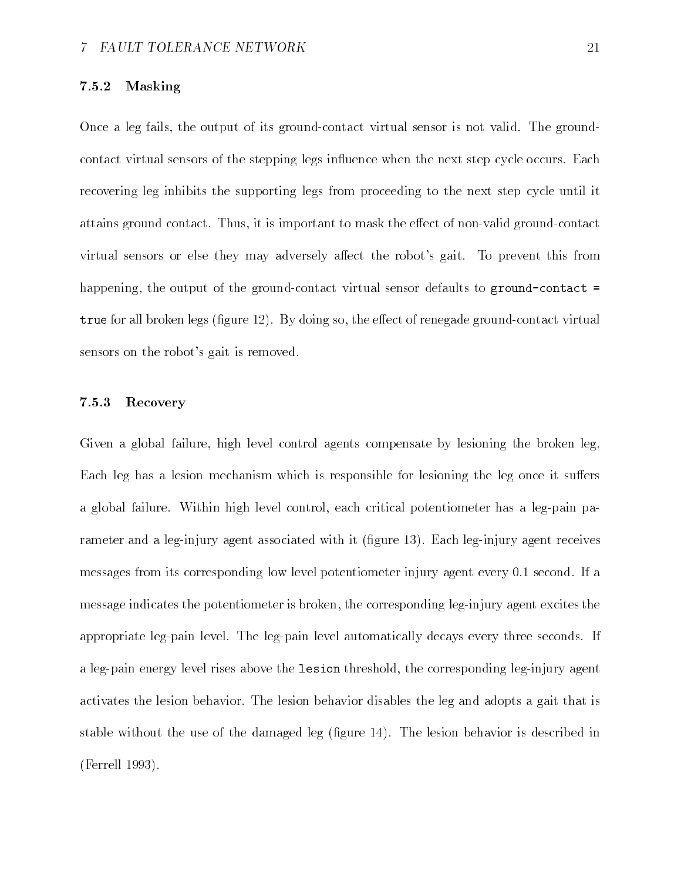#### 7.5.2 Masking

Once a leg fails, the output of its ground-contact virtual sensor is not valid. The ground-contact virtual sensors of the stepping legs influence when the next step cycle occurs. Each recovering leg inhibits the supporting legs from proceeding to the next step cycle until it attains ground contact. Thus, it is important to mask the effect of non-valid ground-contact virtual sensors or else they may adversely affect the robot's gait. To prevent this from happening, the output of the ground-contact virtual sensor defaults to `ground-contact = true` for all broken legs (figure 12). By doing so, the effect of renegade ground-contact virtual sensors on the robot's gait is removed.

#### 7.5.3 Recovery

Given a global failure, high level control agents compensate by lesioning the broken leg. Each leg has a lesion mechanism which is responsible for lesioning the leg once it suffers a global failure. Within high level control, each critical potentiometer has a leg-pain parameter and a leg-injury agent associated with it (figure 13). Each leg-injury agent receives messages from its corresponding low level potentiometer injury agent every 0.1 second. If a message indicates the potentiometer is broken, the corresponding leg-injury agent excites the appropriate leg-pain level. The leg-pain level automatically decays every three seconds. If a leg-pain energy level rises above the `lesion` threshold, the corresponding leg-injury agent activates the lesion behavior. The lesion behavior disables the leg and adopts a gait that is stable without the use of the damaged leg (figure 14). The lesion behavior is described in (Ferrell 1993).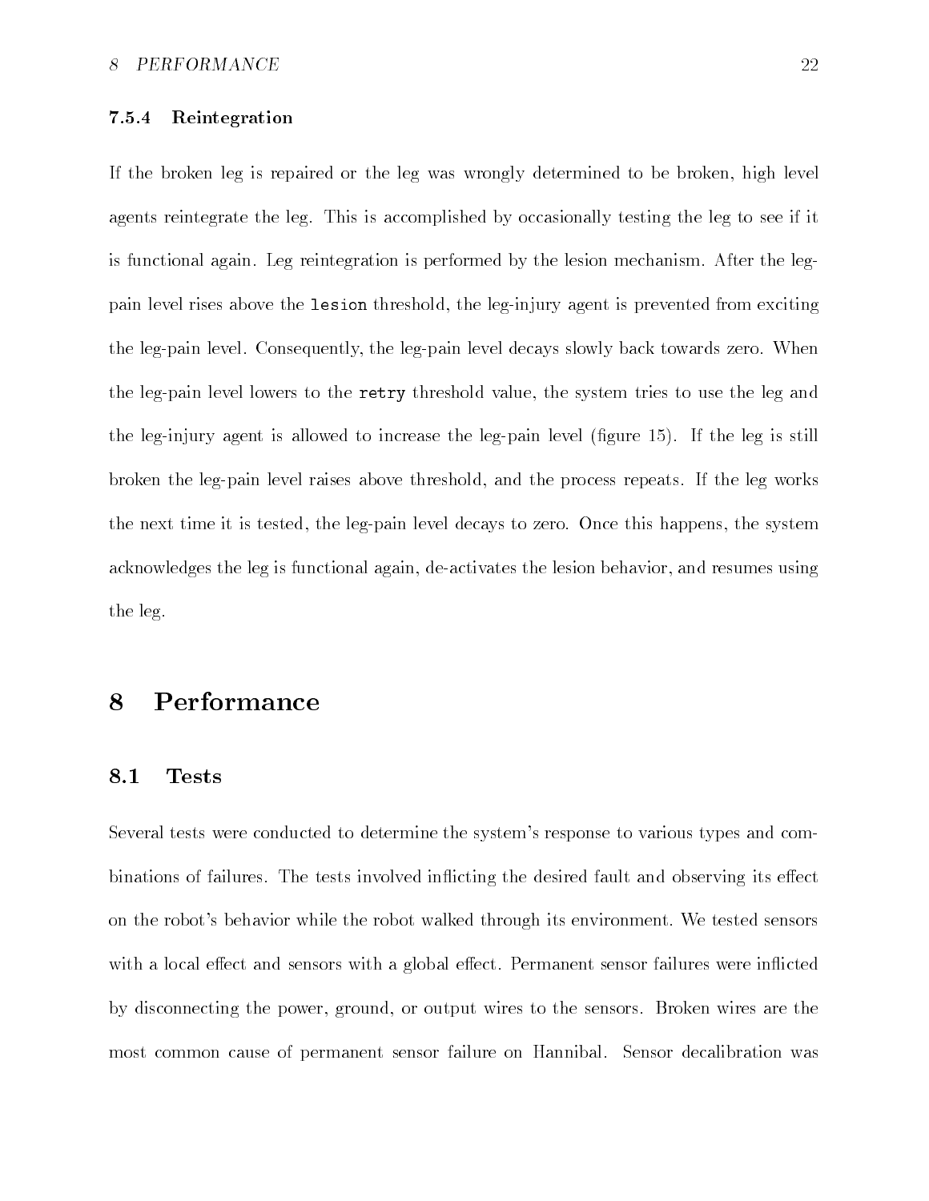#### 7.5.4 Reintegration

If the broken leg is repaired or the leg was wrongly determined to be broken, high level agents reintegrate the leg. This is accomplished by occasionally testing the leg to see if it is functional again. Leg reintegration is performed by the lesion mechanism. After the leg-pain level rises above the `lesion` threshold, the leg-injury agent is prevented from exciting the leg-pain level. Consequently, the leg-pain level decays slowly back towards zero. When the leg-pain level lowers to the `retry` threshold value, the system tries to use the leg and the leg-injury agent is allowed to increase the leg-pain level (figure 15). If the leg is still broken the leg-pain level raises above threshold, and the process repeats. If the leg works the next time it is tested, the leg-pain level decays to zero. Once this happens, the system acknowledges the leg is functional again, de-activates the lesion behavior, and resumes using the leg.

# 8 Performance

## 8.1 Tests

Several tests were conducted to determine the system's response to various types and combinations of failures. The tests involved inflicting the desired fault and observing its effect on the robot's behavior while the robot walked through its environment. We tested sensors with a local effect and sensors with a global effect. Permanent sensor failures were inflicted by disconnecting the power, ground, or output wires to the sensors. Broken wires are the most common cause of permanent sensor failure on Hannibal. Sensor decalibration was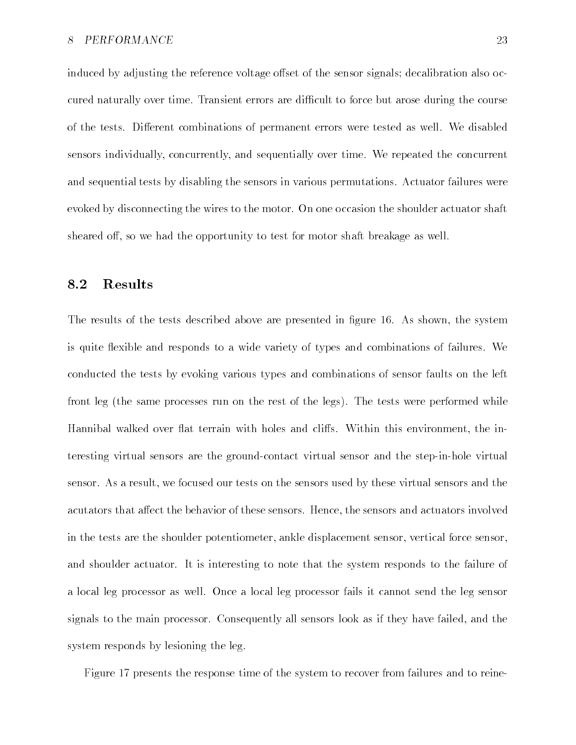induced by adjusting the reference voltage offset of the sensor signals; decalibration also occured naturally over time. Transient errors are difficult to force but arose during the course of the tests. Different combinations of permanent errors were tested as well. We disabled sensors individually, concurrently, and sequentially over time. We repeated the concurrent and sequential tests by disabling the sensors in various permutations. Actuator failures were evoked by disconnecting the wires to the motor. On one occasion the shoulder actuator shaft sheared off, so we had the opportunity to test for motor shaft breakage as well.

## 8.2 Results

The results of the tests described above are presented in figure 16. As shown, the system is quite flexible and responds to a wide variety of types and combinations of failures. We conducted the tests by evoking various types and combinations of sensor faults on the left front leg (the same processes run on the rest of the legs). The tests were performed while Hannibal walked over flat terrain with holes and cliffs. Within this environment, the interesting virtual sensors are the ground-contact virtual sensor and the step-in-hole virtual sensor. As a result, we focused our tests on the sensors used by these virtual sensors and the acutators that affect the behavior of these sensors. Hence, the sensors and actuators involved in the tests are the shoulder potentiometer, ankle displacement sensor, vertical force sensor, and shoulder actuator. It is interesting to note that the system responds to the failure of a local leg processor as well. Once a local leg processor fails it cannot send the leg sensor signals to the main processor. Consequently all sensors look as if they have failed, and the system responds by lesioning the leg.

Figure 17 presents the response time of the system to recover from failures and to reine-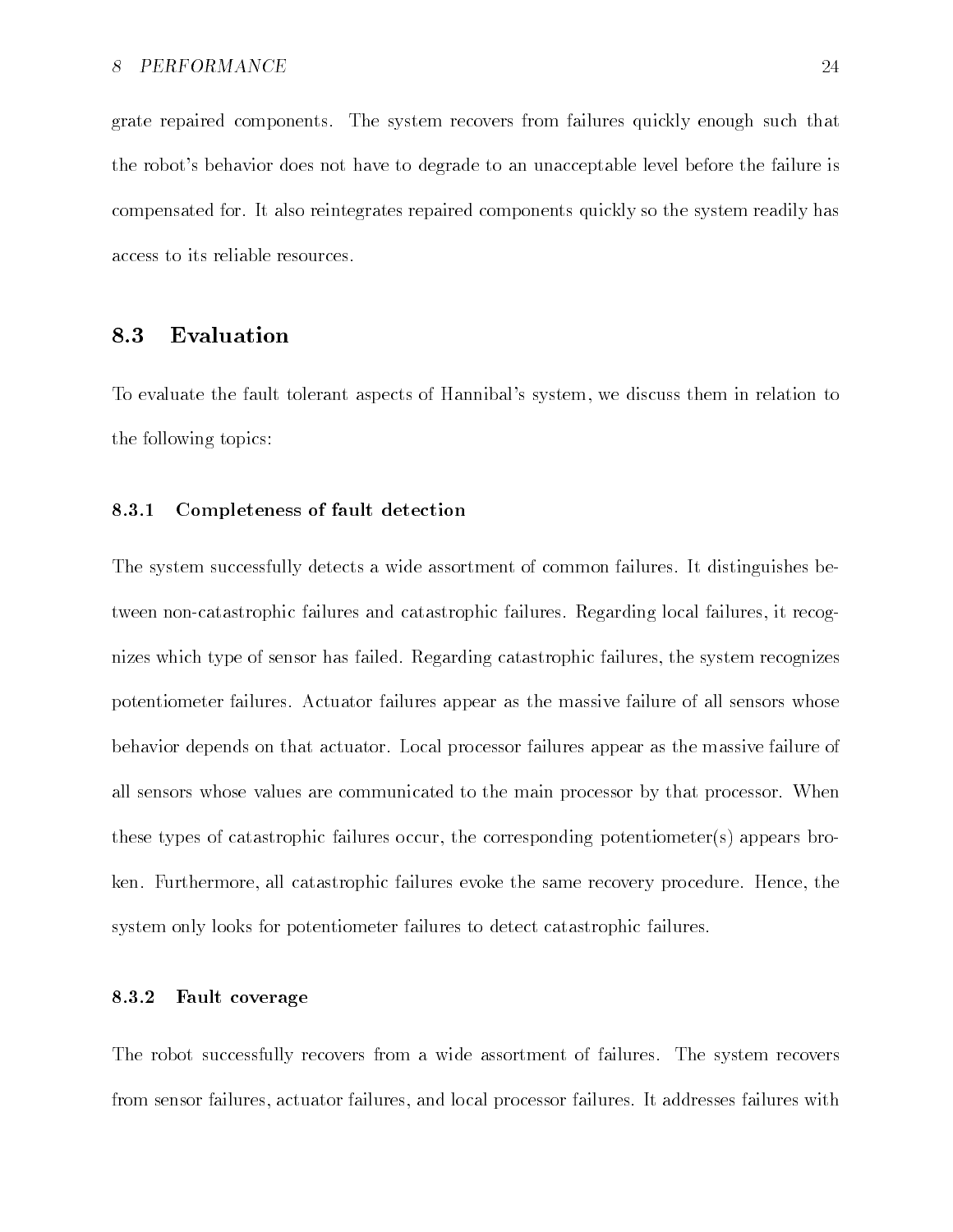grate repaired components. The system recovers from failures quickly enough such that the robot's behavior does not have to degrade to an unacceptable level before the failure is compensated for. It also reintegrates repaired components quickly so the system readily has access to its reliable resources.

## 8.3 Evaluation

To evaluate the fault tolerant aspects of Hannibal's system, we discuss them in relation to the following topics:

### 8.3.1 Completeness of fault detection

The system successfully detects a wide assortment of common failures. It distinguishes between non-catastrophic failures and catastrophic failures. Regarding local failures, it recognizes which type of sensor has failed. Regarding catastrophic failures, the system recognizes potentiometer failures. Actuator failures appear as the massive failure of all sensors whose behavior depends on that actuator. Local processor failures appear as the massive failure of all sensors whose values are communicated to the main processor by that processor. When these types of catastrophic failures occur, the corresponding potentiometer(s) appears broken. Furthermore, all catastrophic failures evoke the same recovery procedure. Hence, the system only looks for potentiometer failures to detect catastrophic failures.

### 8.3.2 Fault coverage

The robot successfully recovers from a wide assortment of failures. The system recovers from sensor failures, actuator failures, and local processor failures. It addresses failures with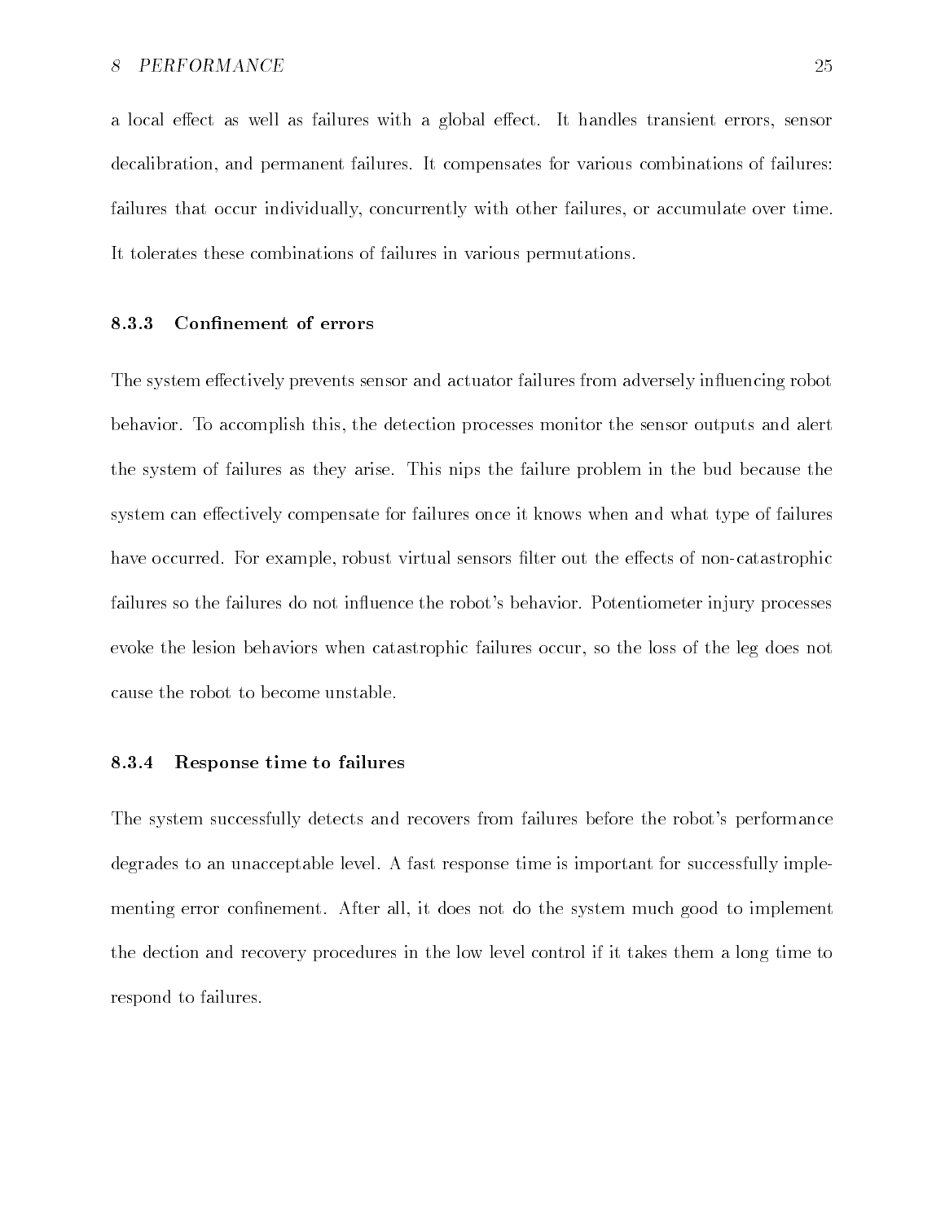a local effect as well as failures with a global effect. It handles transient errors, sensor decalibration, and permanent failures. It compensates for various combinations of failures: failures that occur individually, concurrently with other failures, or accumulate over time. It tolerates these combinations of failures in various permutations.

#### 8.3.3 Confinement of errors

The system effectively prevents sensor and actuator failures from adversely influencing robot behavior. To accomplish this, the detection processes monitor the sensor outputs and alert the system of failures as they arise. This nips the failure problem in the bud because the system can effectively compensate for failures once it knows when and what type of failures have occurred. For example, robust virtual sensors filter out the effects of non-catastrophic failures so the failures do not influence the robot's behavior. Potentiometer injury processes evoke the lesion behaviors when catastrophic failures occur, so the loss of the leg does not cause the robot to become unstable.

#### 8.3.4 Response time to failures

The system successfully detects and recovers from failures before the robot's performance degrades to an unacceptable level. A fast response time is important for successfully implementing error confinement. After all, it does not do the system much good to implement the dection and recovery procedures in the low level control if it takes them a long time to respond to failures.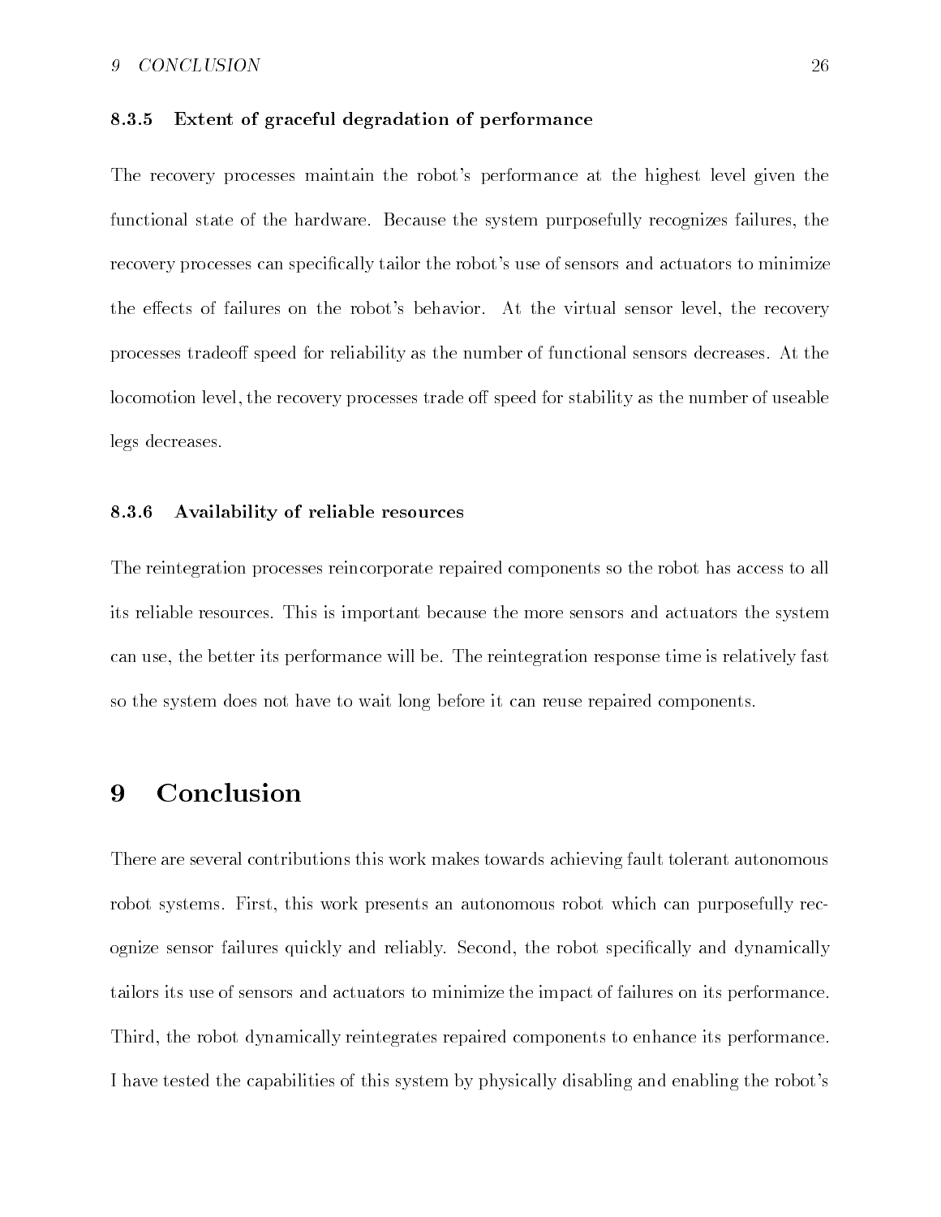#### 8.3.5 Extent of graceful degradation of performance

The recovery processes maintain the robot's performance at the highest level given the functional state of the hardware. Because the system purposefully recognizes failures, the recovery processes can specifically tailor the robot's use of sensors and actuators to minimize the effects of failures on the robot's behavior. At the virtual sensor level, the recovery processes tradeoff speed for reliability as the number of functional sensors decreases. At the locomotion level, the recovery processes trade off speed for stability as the number of useable legs decreases.

#### 8.3.6 Availability of reliable resources

The reintegration processes reincorporate repaired components so the robot has access to all its reliable resources. This is important because the more sensors and actuators the system can use, the better its performance will be. The reintegration response time is relatively fast so the system does not have to wait long before it can reuse repaired components.

## 9 Conclusion

There are several contributions this work makes towards achieving fault tolerant autonomous robot systems. First, this work presents an autonomous robot which can purposefully recognize sensor failures quickly and reliably. Second, the robot specifically and dynamically tailors its use of sensors and actuators to minimize the impact of failures on its performance. Third, the robot dynamically reintegrates repaired components to enhance its performance. I have tested the capabilities of this system by physically disabling and enabling the robot's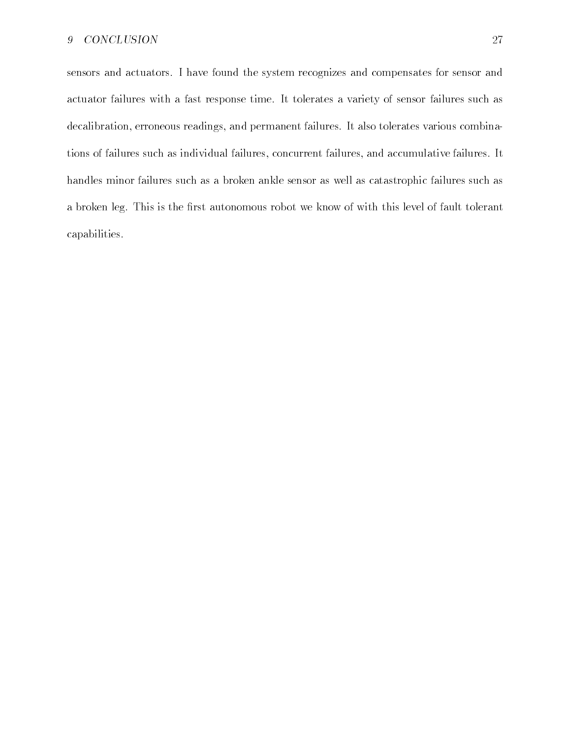sensors and actuators. I have found the system recognizes and compensates for sensor and actuator failures with a fast response time. It tolerates a variety of sensor failures such as decalibration, erroneous readings, and permanent failures. It also tolerates various combinations of failures such as individual failures, concurrent failures, and accumulative failures. It handles minor failures such as a broken ankle sensor as well as catastrophic failures such as a broken leg. This is the first autonomous robot we know of with this level of fault tolerant capabilities.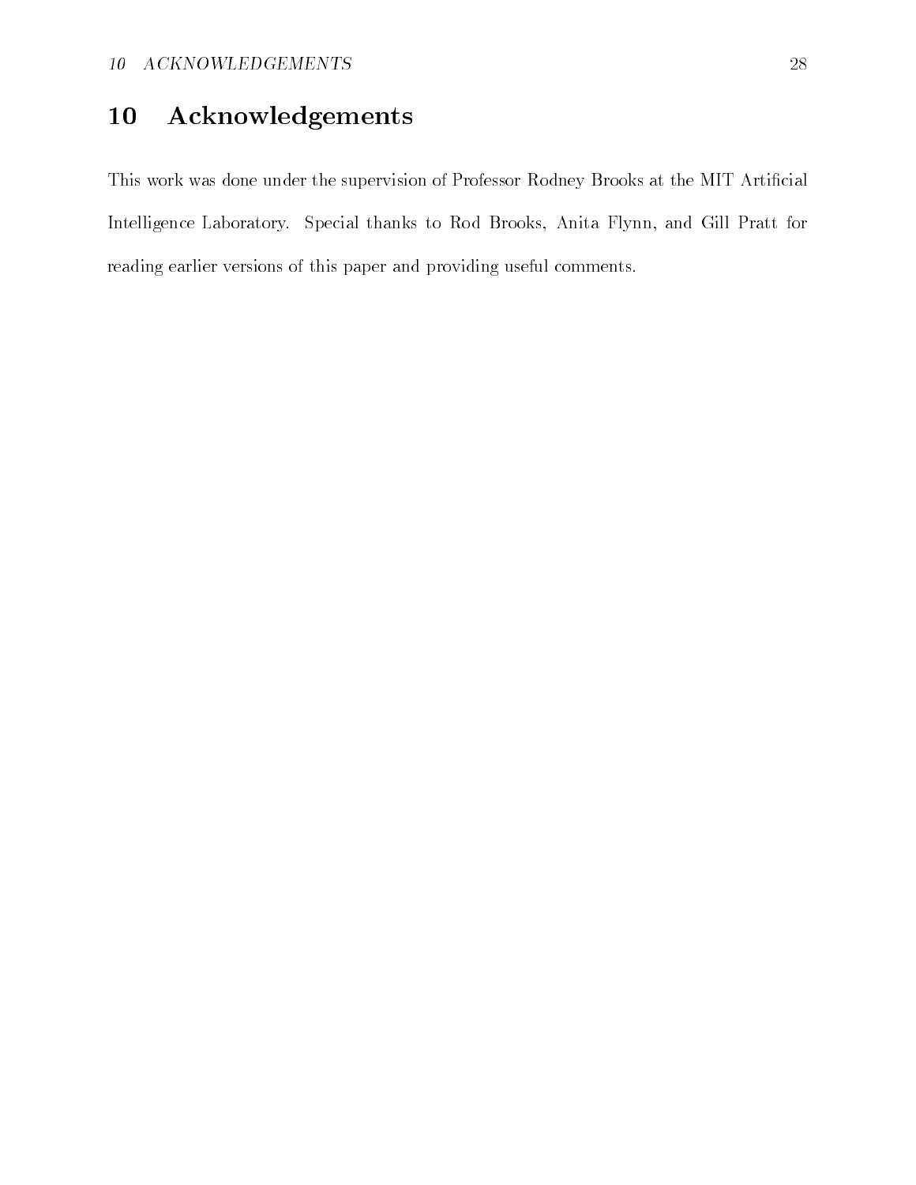# 10 Acknowledgements

This work was done under the supervision of Professor Rodney Brooks at the MIT Artificial Intelligence Laboratory. Special thanks to Rod Brooks, Anita Flynn, and Gill Pratt for reading earlier versions of this paper and providing useful comments.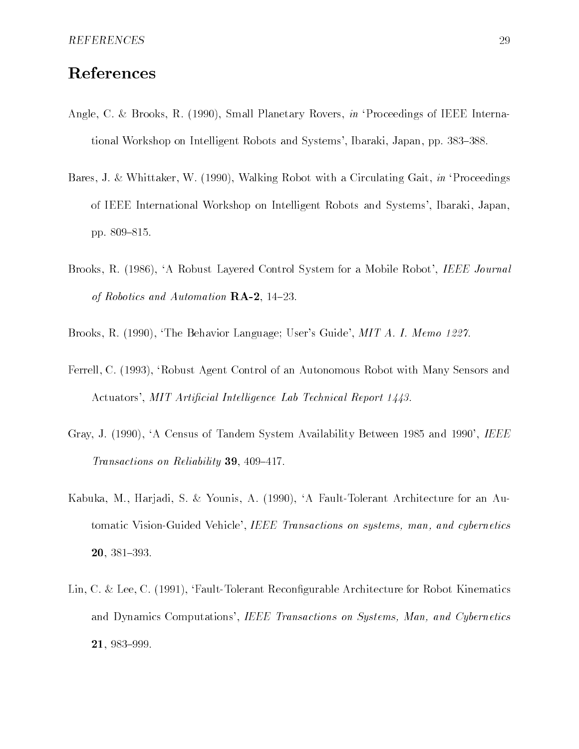# References

Angle, C. & Brooks, R. (1990), Small Planetary Rovers, *in* 'Proceedings of IEEE International Workshop on Intelligent Robots and Systems', Ibaraki, Japan, pp. 383–388.

Bares, J. & Whittaker, W. (1990), Walking Robot with a Circulating Gait, *in* 'Proceedings of IEEE International Workshop on Intelligent Robots and Systems', Ibaraki, Japan, pp. 809–815.

Brooks, R. (1986), 'A Robust Layered Control System for a Mobile Robot', *IEEE Journal of Robotics and Automation* **RA-2**, 14–23.

Brooks, R. (1990), 'The Behavior Language; User's Guide', *MIT A. I. Memo 1227*.

Ferrell, C. (1993), 'Robust Agent Control of an Autonomous Robot with Many Sensors and Actuators', *MIT Artificial Intelligence Lab Technical Report 1443*.

Gray, J. (1990), 'A Census of Tandem System Availability Between 1985 and 1990', *IEEE Transactions on Reliability* **39**, 409–417.

Kabuka, M., Harjadi, S. & Younis, A. (1990), 'A Fault-Tolerant Architecture for an Automatic Vision-Guided Vehicle', *IEEE Transactions on systems, man, and cybernetics* **20**, 381–393.

Lin, C. & Lee, C. (1991), 'Fault-Tolerant Reconfigurable Architecture for Robot Kinematics and Dynamics Computations', *IEEE Transactions on Systems, Man, and Cybernetics* **21**, 983–999.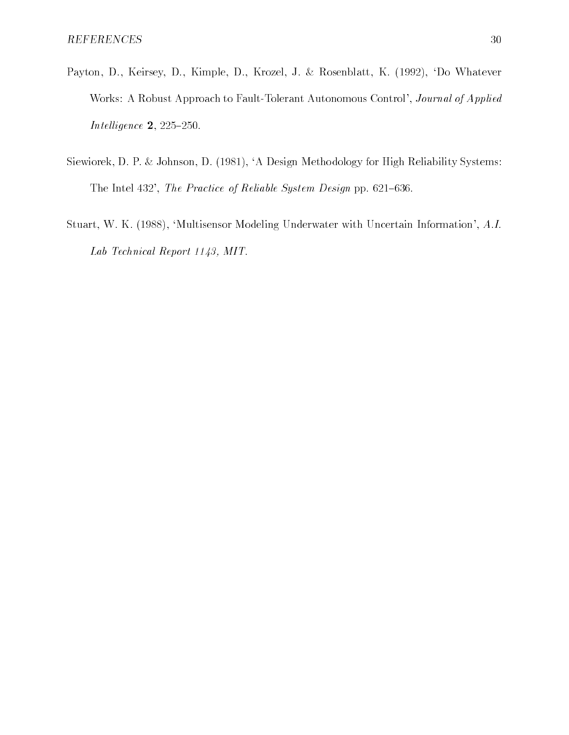Payton, D., Keirsey, D., Kimple, D., Krozel, J. & Rosenblatt, K. (1992), 'Do Whatever Works: A Robust Approach to Fault-Tolerant Autonomous Control', *Journal of Applied Intelligence* **2**, 225–250.

Siewiorek, D. P. & Johnson, D. (1981), 'A Design Methodology for High Reliability Systems: The Intel 432', *The Practice of Reliable System Design* pp. 621–636.

Stuart, W. K. (1988), 'Multisensor Modeling Underwater with Uncertain Information', *A.I. Lab Technical Report 1143, MIT*.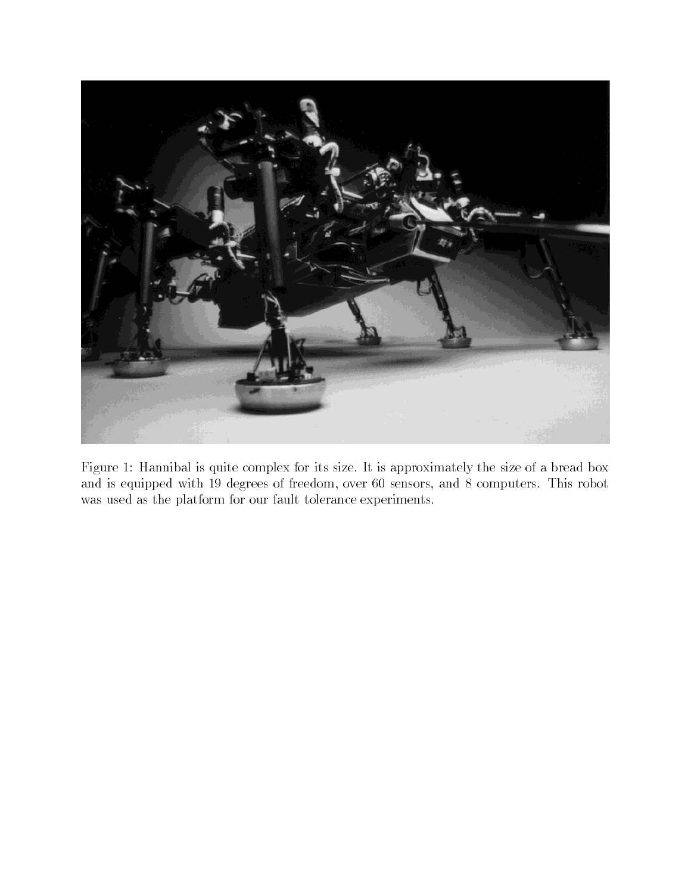Figure 1: Hannibal is quite complex for its size. It is approximately the size of a bread box and is equipped with 19 degrees of freedom, over 60 sensors, and 8 computers. This robot was used as the platform for our fault tolerance experiments.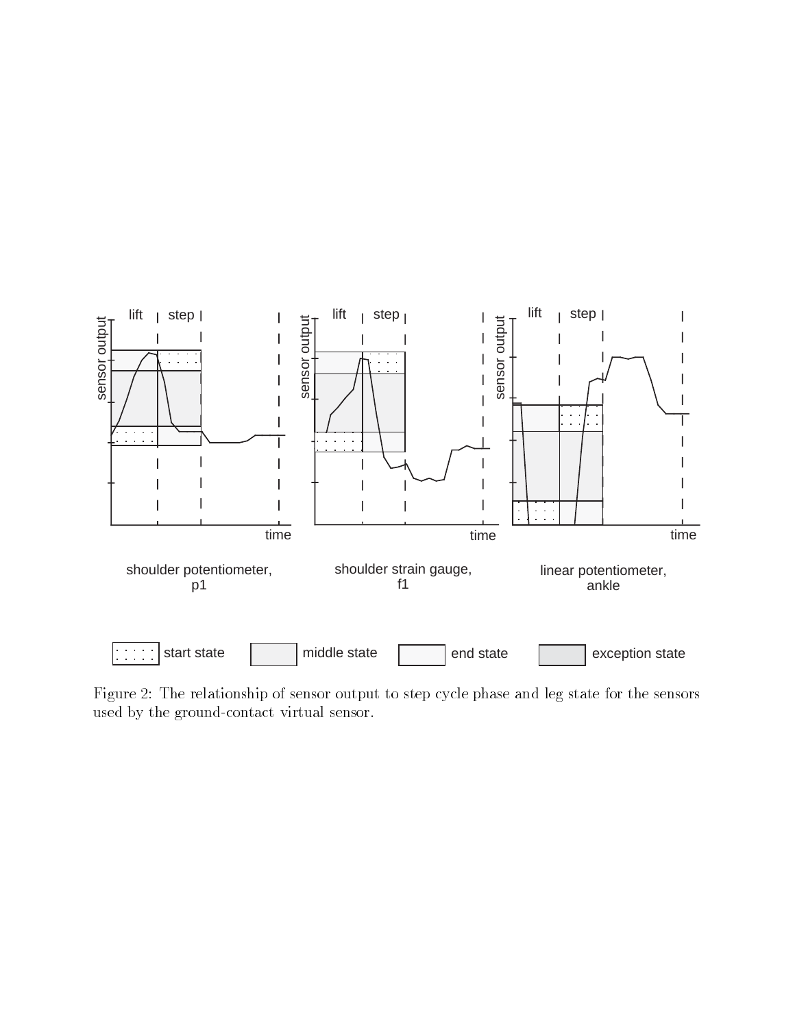Figure 2: The relationship of sensor output to step cycle phase and leg state for the sensors used by the ground-contact virtual sensor.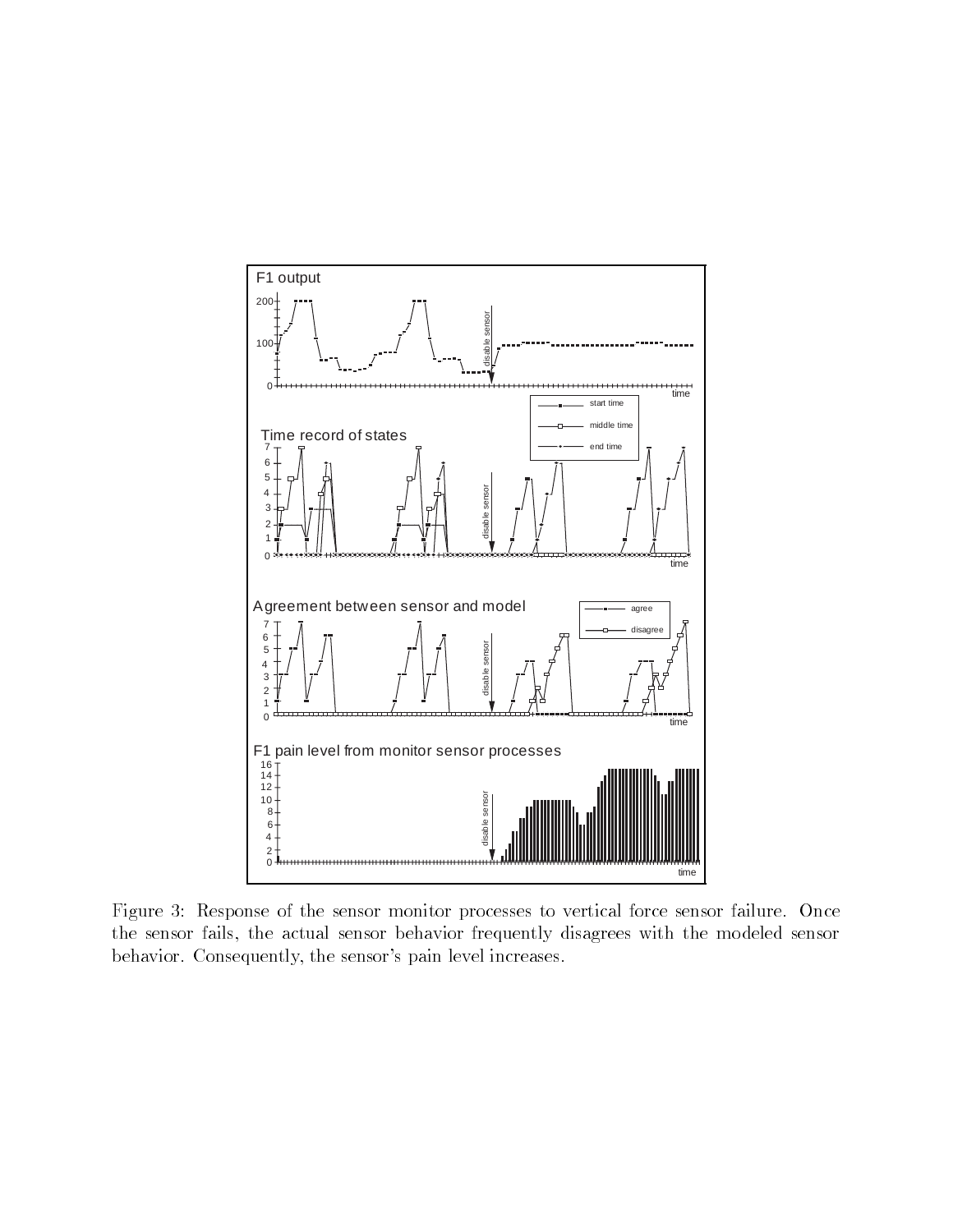Figure 3: Response of the sensor monitor processes to vertical force sensor failure. Once the sensor fails, the actual sensor behavior frequently disagrees with the modeled sensor behavior. Consequently, the sensor's pain level increases.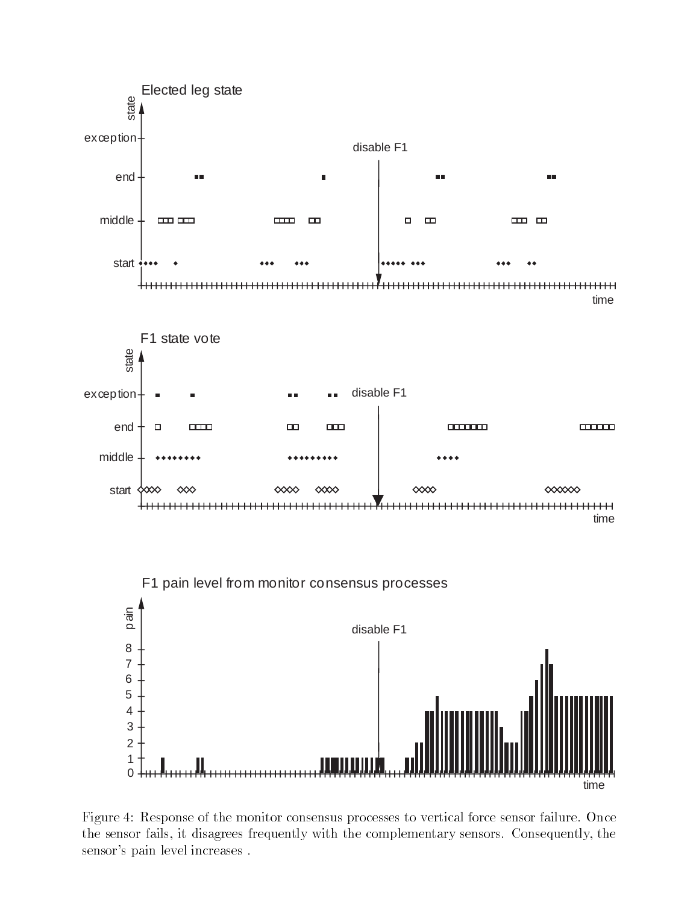Figure 4: Response of the monitor consensus processes to vertical force sensor failure. Once the sensor fails, it disagrees frequently with the complementary sensors. Consequently, the sensor's pain level increases .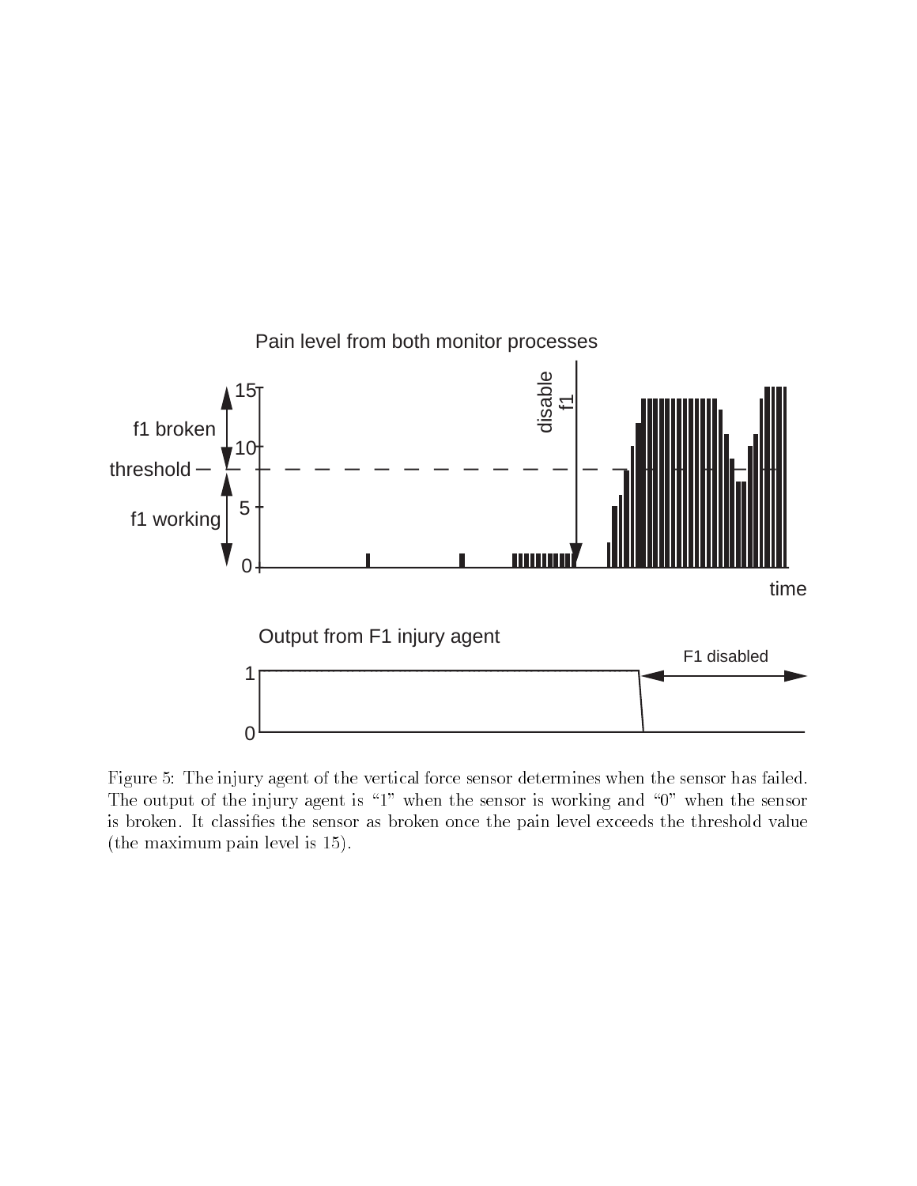Figure 5: The injury agent of the vertical force sensor determines when the sensor has failed. The output of the injury agent is "1" when the sensor is working and "0" when the sensor is broken. It classifies the sensor as broken once the pain level exceeds the threshold value (the maximum pain level is 15).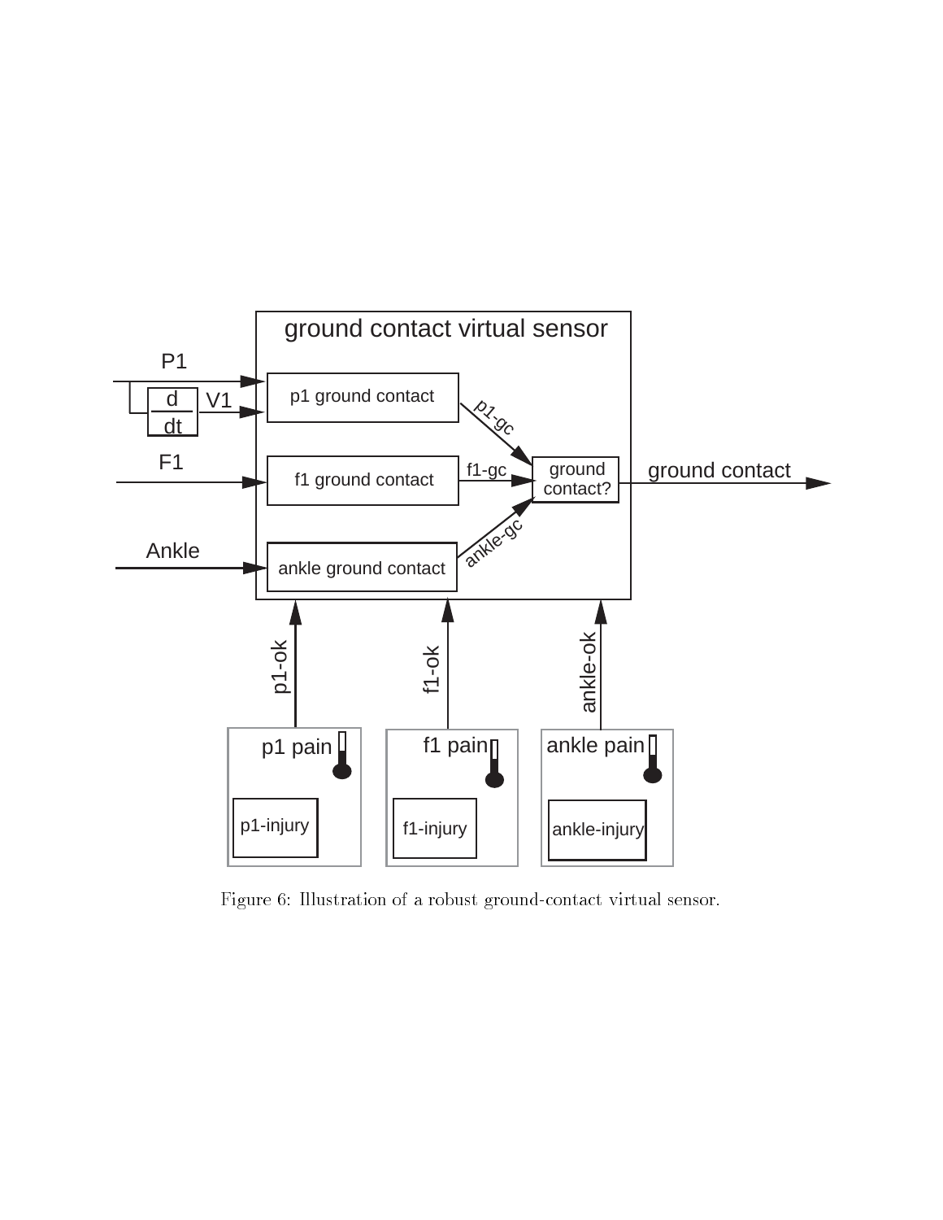Figure 6: Illustration of a robust ground-contact virtual sensor.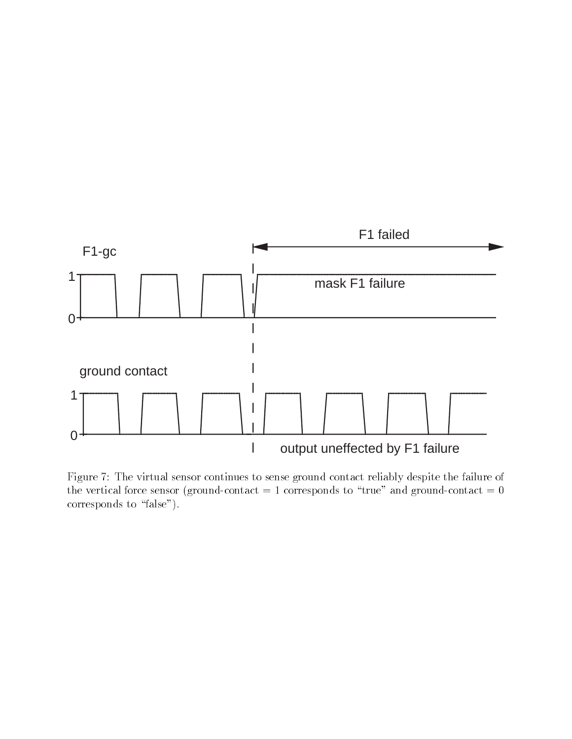F1 failed

F1-gc

mask F1 failure

ground contact

output uneffected by F1 failure

Figure 7: The virtual sensor continues to sense ground contact reliably despite the failure of the vertical force sensor (ground-contact = 1 corresponds to "true" and ground-contact = 0 corresponds to "false").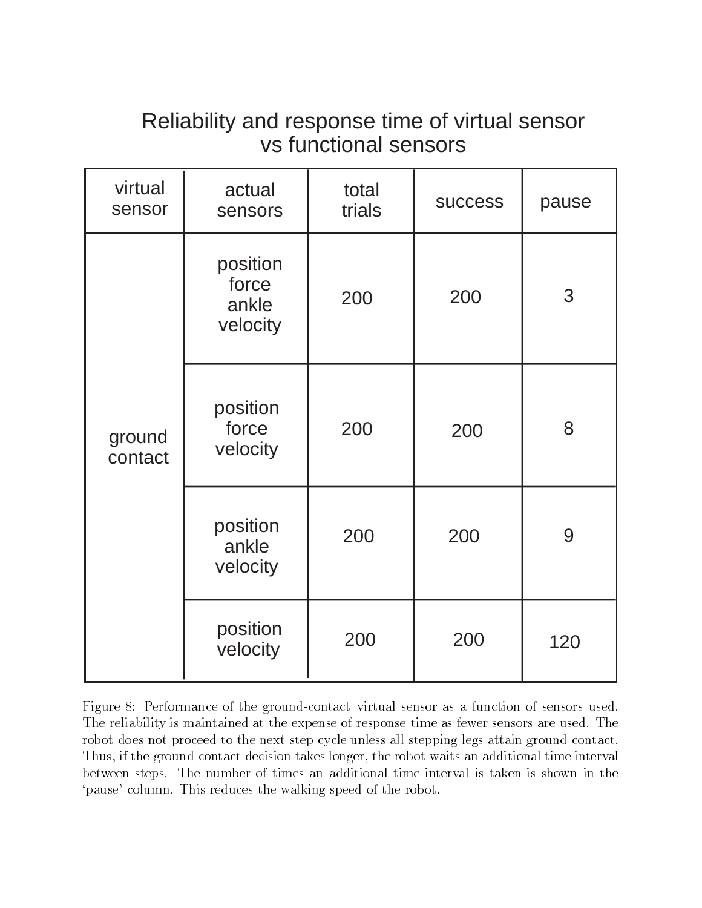## Reliability and response time of virtual sensor vs functional sensors

| virtual sensor | actual sensors | total trials | success | pause |
|---|---|---|---|---|
| ground contact | position force ankle velocity | 200 | 200 | 3 |
| | position force velocity | 200 | 200 | 8 |
| | position ankle velocity | 200 | 200 | 9 |
| | position velocity | 200 | 200 | 120 |

Figure 8: Performance of the ground-contact virtual sensor as a function of sensors used. The reliability is maintained at the expense of response time as fewer sensors are used. The robot does not proceed to the next step cycle unless all stepping legs attain ground contact. Thus, if the ground contact decision takes longer, the robot waits an additional time interval between steps. The number of times an additional time interval is taken is shown in the 'pause' column. This reduces the walking speed of the robot.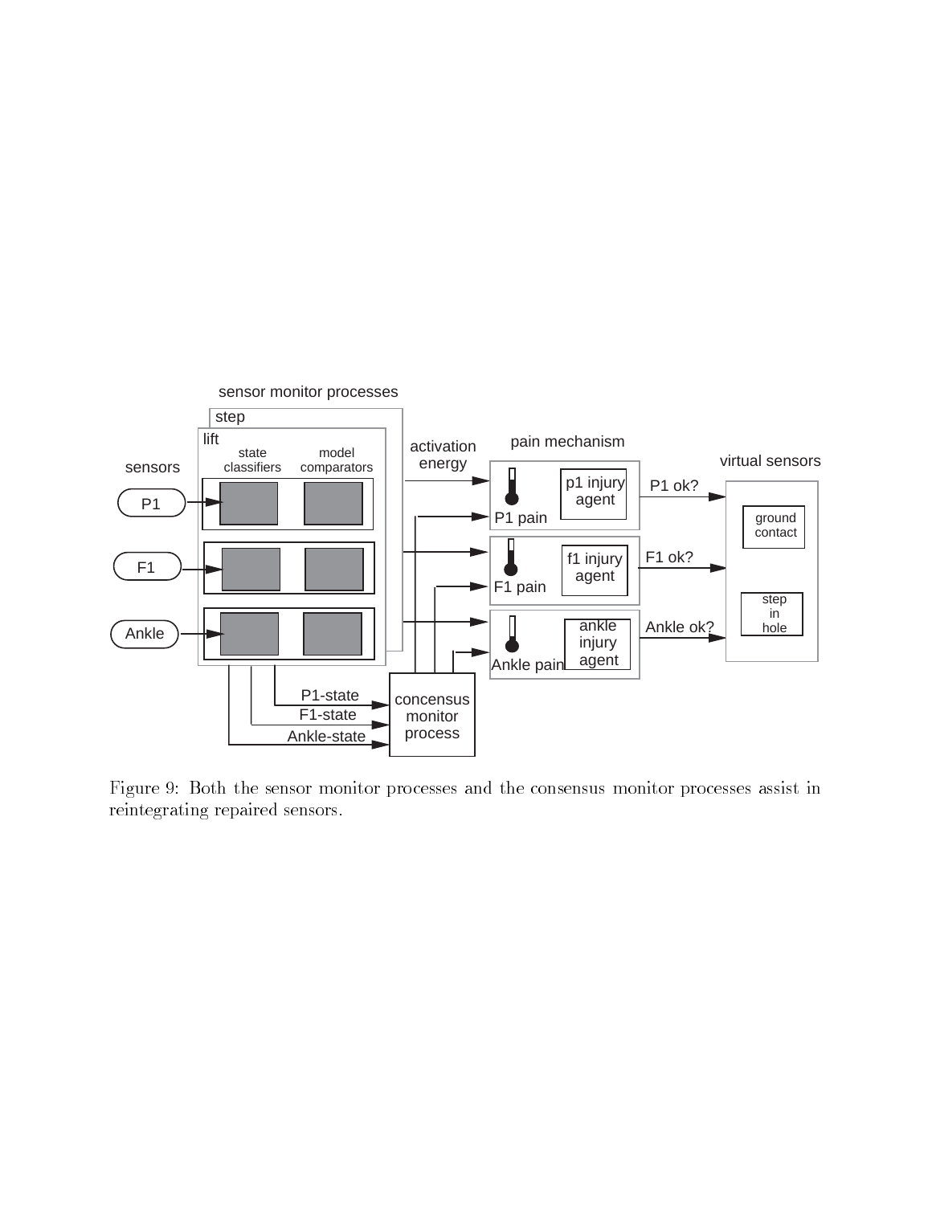Figure 9: Both the sensor monitor processes and the consensus monitor processes assist in reintegrating repaired sensors.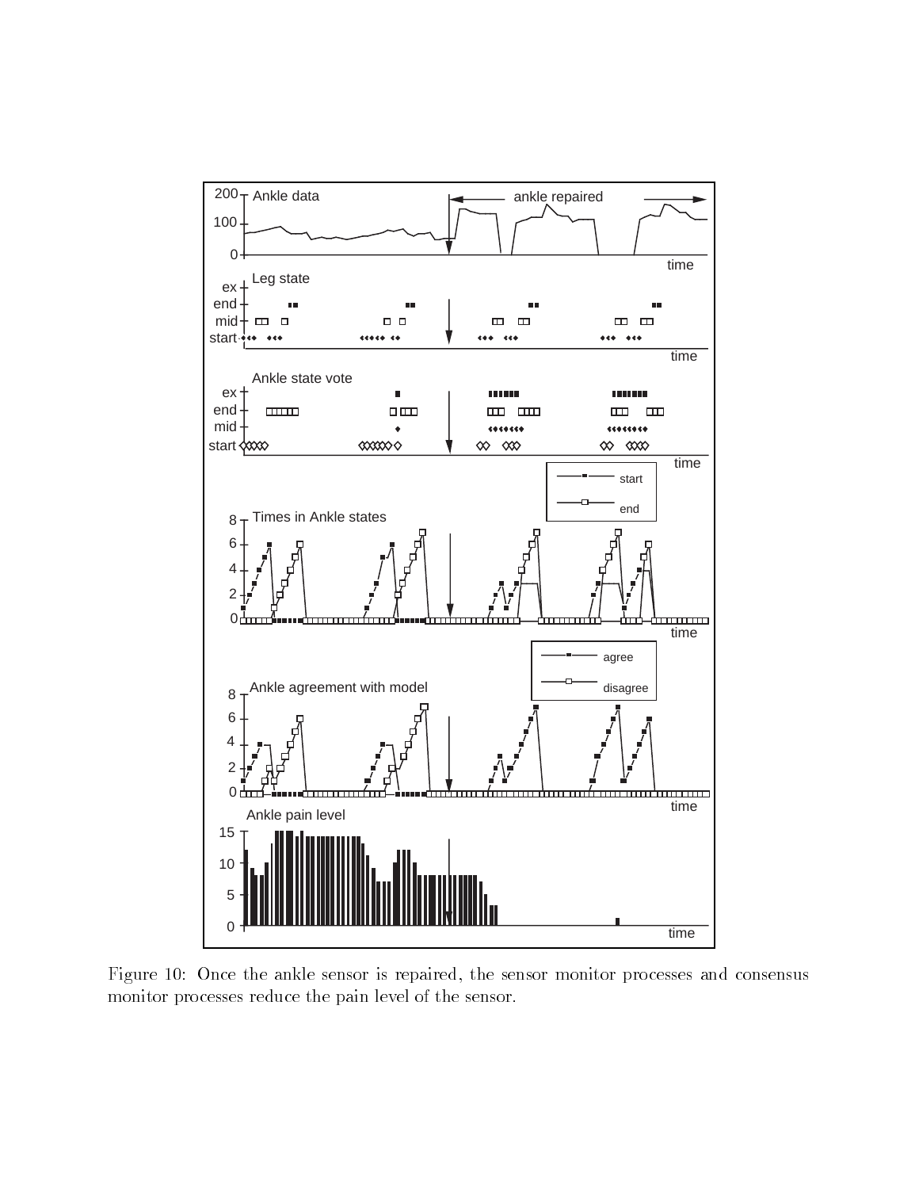Figure 10: Once the ankle sensor is repaired, the sensor monitor processes and consensus monitor processes reduce the pain level of the sensor.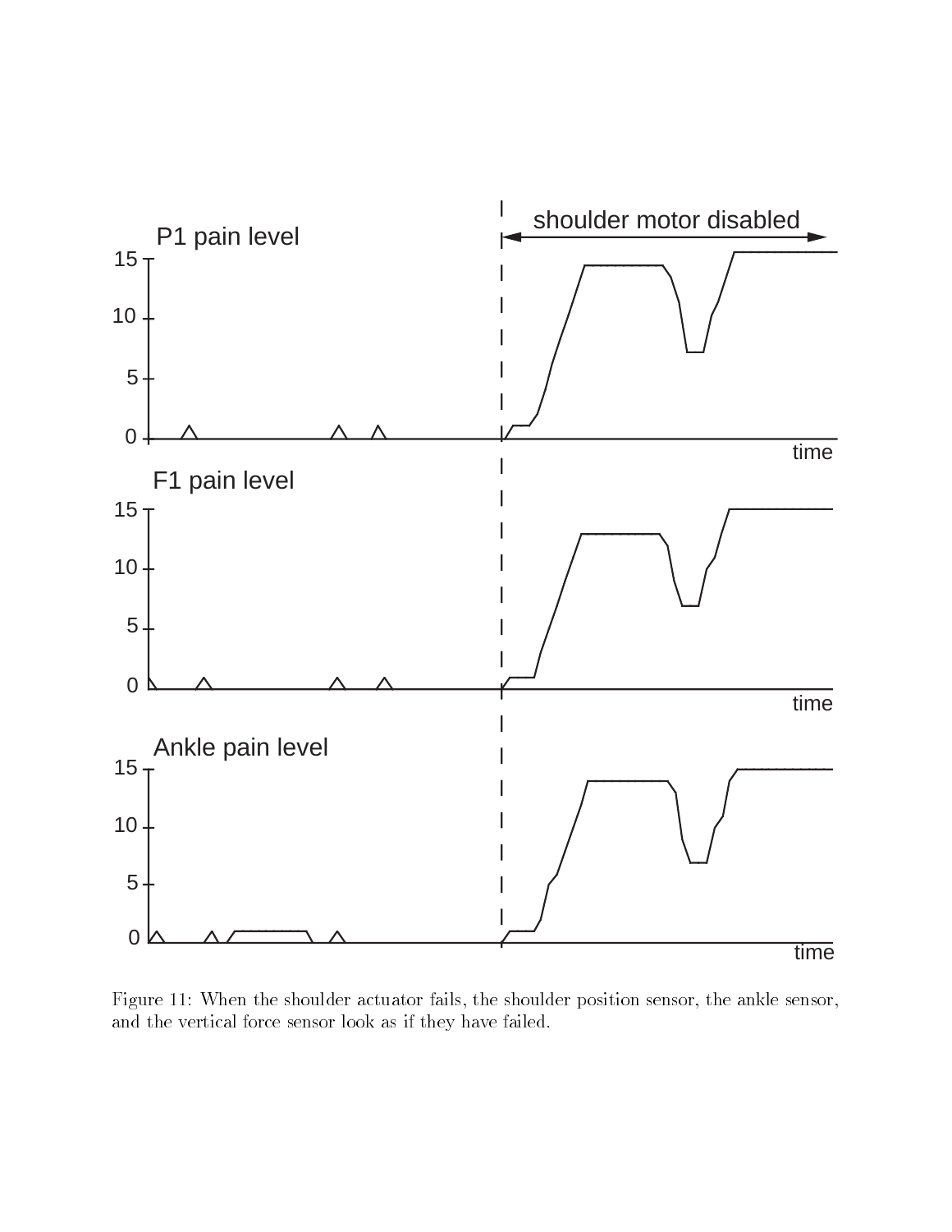Figure 11: When the shoulder actuator fails, the shoulder position sensor, the ankle sensor, and the vertical force sensor look as if they have failed.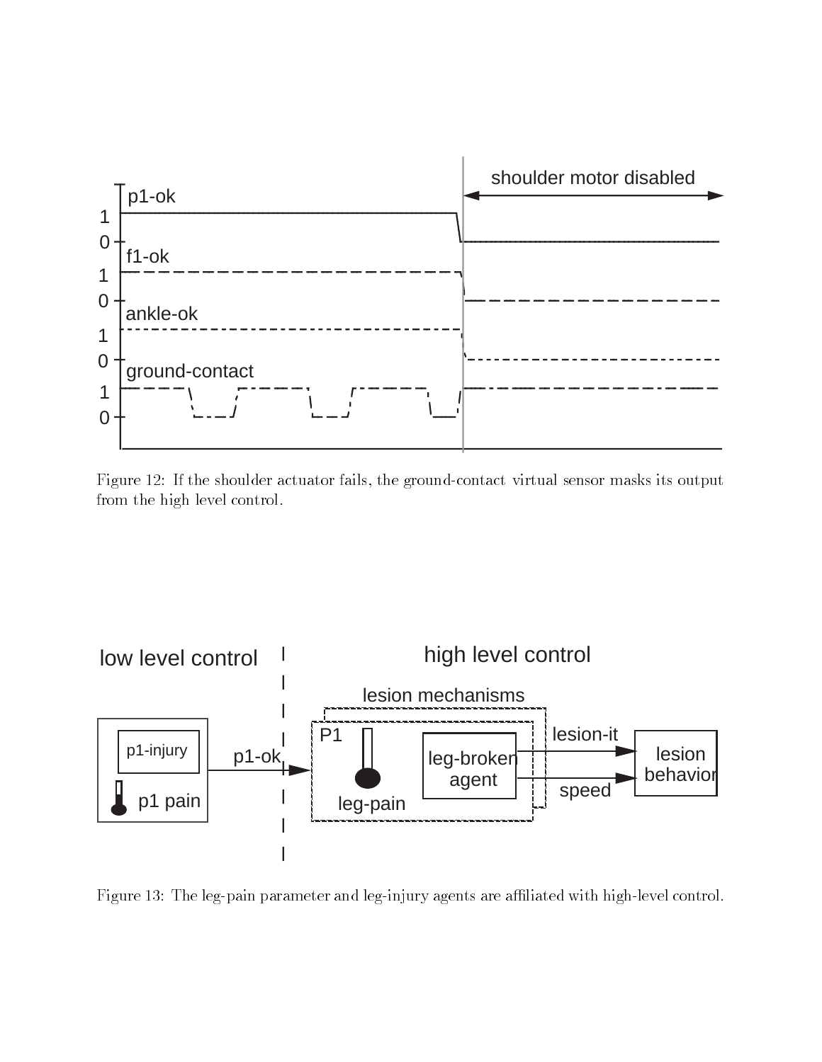Figure 12: If the shoulder actuator fails, the ground-contact virtual sensor masks its output from the high level control.

Figure 13: The leg-pain parameter and leg-injury agents are affiliated with high-level control.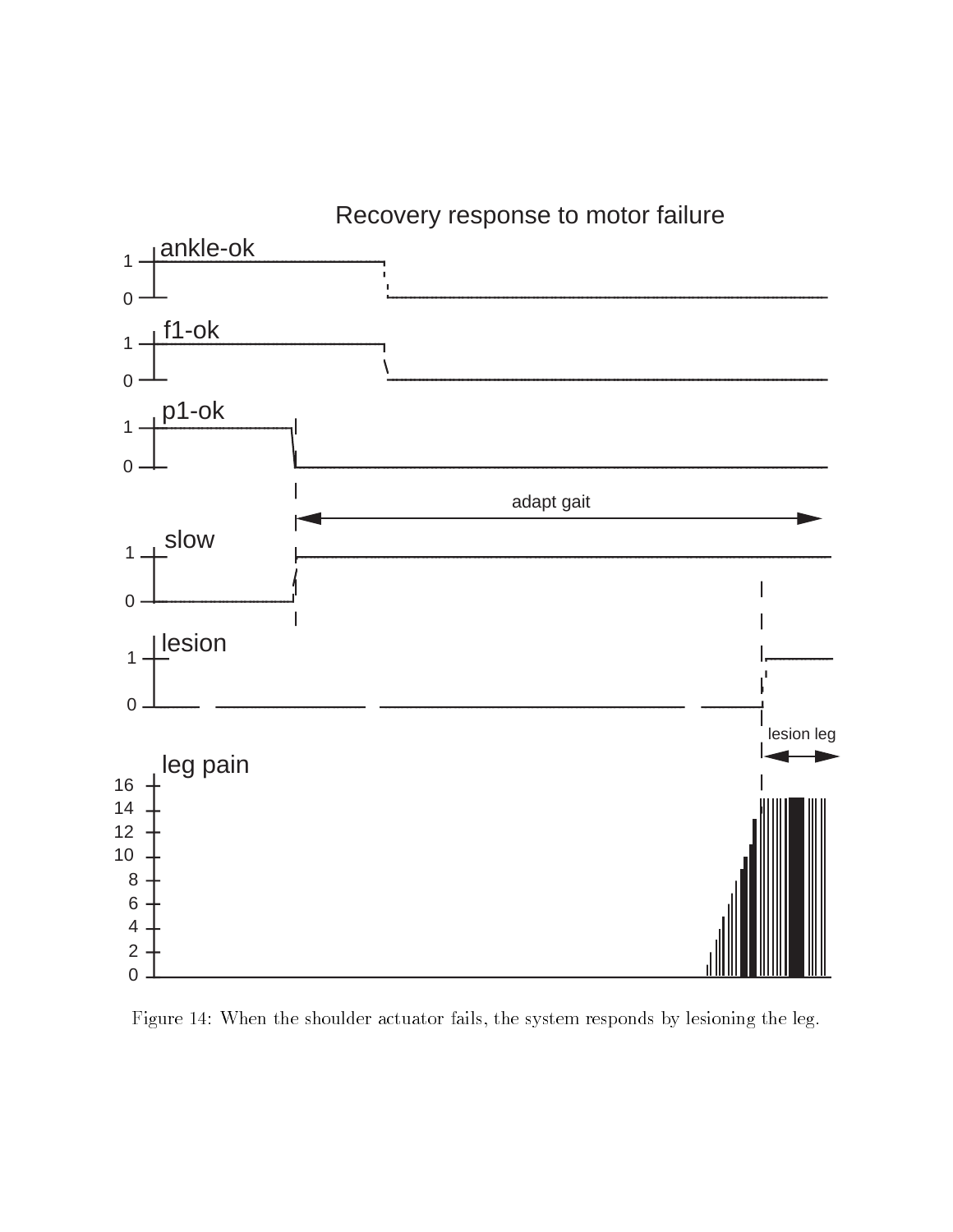Figure 14: When the shoulder actuator fails, the system responds by lesioning the leg.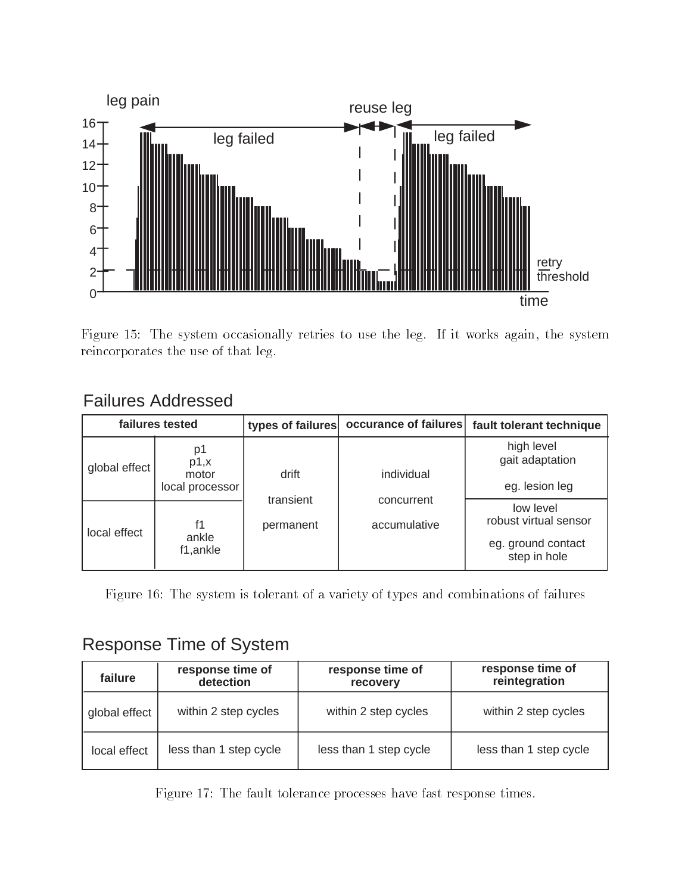leg pain

reuse leg

leg failed

leg failed

16
14
12
10
8
6
4
2
0

retry threshold

time

Figure 15: The system occasionally retries to use the leg. If it works again, the system reincorporates the use of that leg.

## Failures Addressed

| failures tested | | types of failures | occurance of failures | fault tolerant technique |
|---|---|---|---|---|
| global effect | p1<br>p1,x<br>motor<br>local processor | drift<br><br>transient<br><br>permanent | individual<br><br>concurrent<br><br>accumulative | high level<br>gait adaptation<br><br>eg. lesion leg |
| local effect | f1<br>ankle<br>f1,ankle | | | low level<br>robust virtual sensor<br><br>eg. ground contact<br>step in hole |

Figure 16: The system is tolerant of a variety of types and combinations of failures

## Response Time of System

| failure | response time of detection | response time of recovery | response time of reintegration |
|---|---|---|---|
| global effect | within 2 step cycles | within 2 step cycles | within 2 step cycles |
| local effect | less than 1 step cycle | less than 1 step cycle | less than 1 step cycle |

Figure 17: The fault tolerance processes have fast response times.